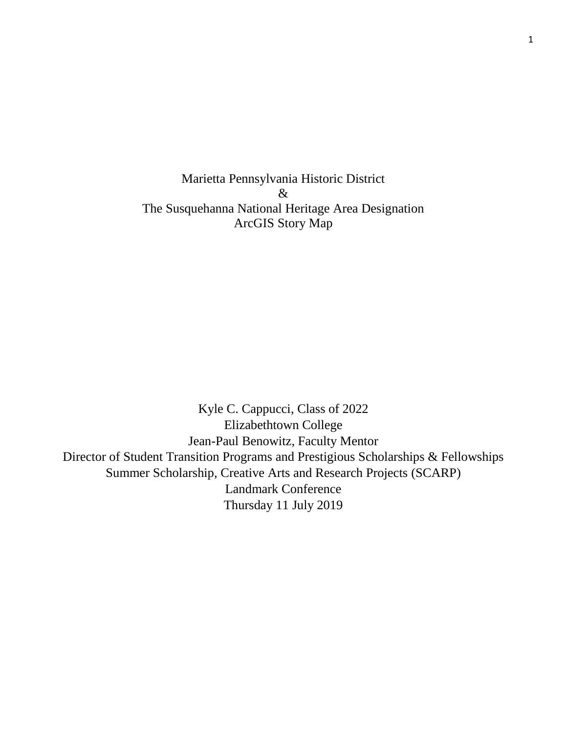# Marietta Pennsylvania Historic District
# &
# The Susquehanna National Heritage Area Designation
# ArcGIS Story Map

Kyle C. Cappucci, Class of 2022
Elizabethtown College
Jean-Paul Benowitz, Faculty Mentor
Director of Student Transition Programs and Prestigious Scholarships & Fellowships
Summer Scholarship, Creative Arts and Research Projects (SCARP)
Landmark Conference
Thursday 11 July 2019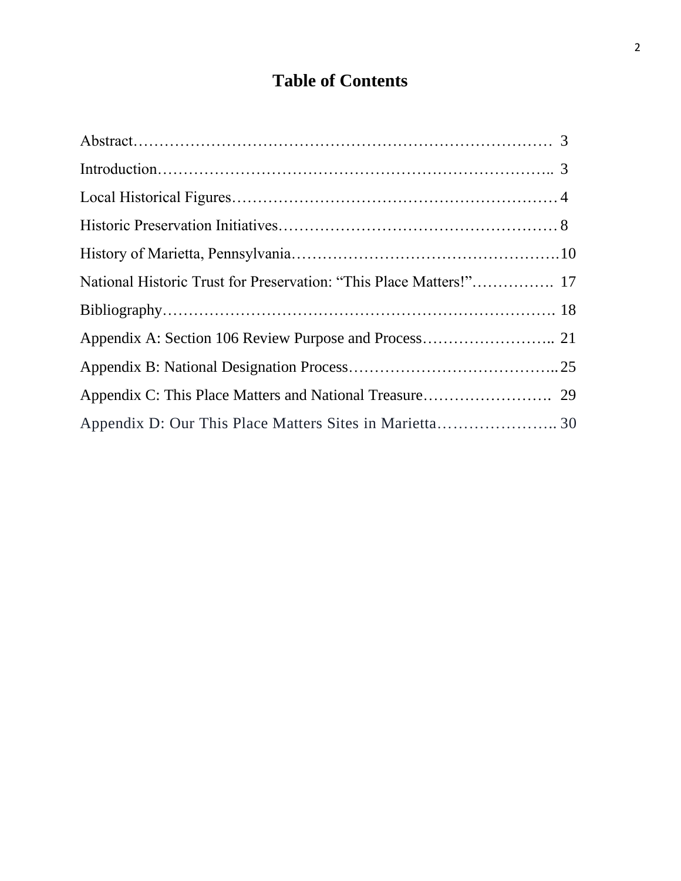# Table of Contents

Abstract………………………………………………………………………… 3

Introduction……………………………………………………………………. 3

Local Historical Figures……………………………………………………… 4

Historic Preservation Initiatives……………………………………………… 8

History of Marietta, Pennsylvania……………………………………………10

National Historic Trust for Preservation: “This Place Matters!”……………. 17

Bibliography………………………………………………………………… 18

Appendix A: Section 106 Review Purpose and Process…………………….. 21

Appendix B: National Designation Process…………………………………..25

Appendix C: This Place Matters and National Treasure……………………. 29

Appendix D: Our This Place Matters Sites in Marietta………………….. 30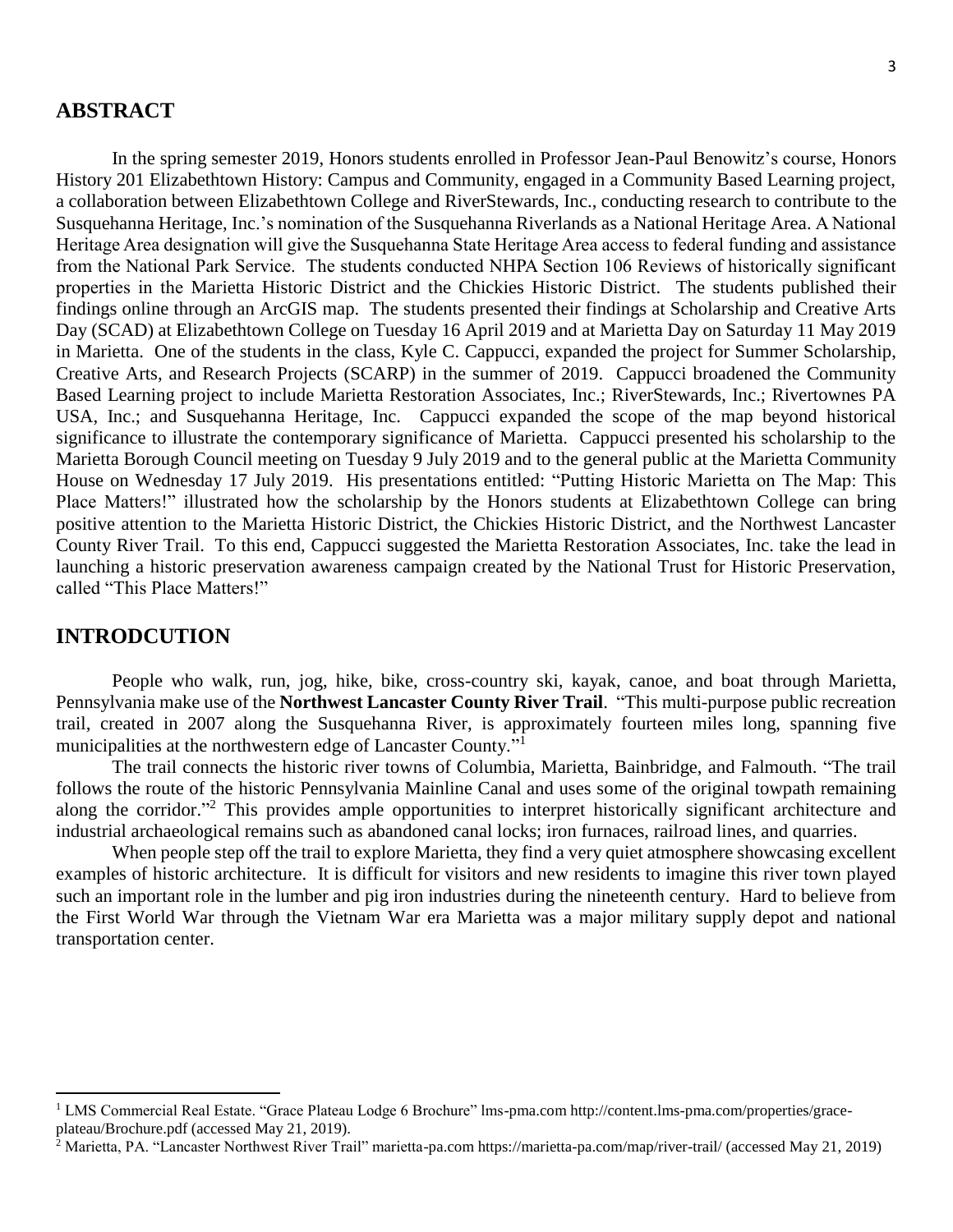## ABSTRACT

In the spring semester 2019, Honors students enrolled in Professor Jean-Paul Benowitz's course, Honors History 201 Elizabethtown History: Campus and Community, engaged in a Community Based Learning project, a collaboration between Elizabethtown College and RiverStewards, Inc., conducting research to contribute to the Susquehanna Heritage, Inc.'s nomination of the Susquehanna Riverlands as a National Heritage Area. A National Heritage Area designation will give the Susquehanna State Heritage Area access to federal funding and assistance from the National Park Service. The students conducted NHPA Section 106 Reviews of historically significant properties in the Marietta Historic District and the Chickies Historic District. The students published their findings online through an ArcGIS map. The students presented their findings at Scholarship and Creative Arts Day (SCAD) at Elizabethtown College on Tuesday 16 April 2019 and at Marietta Day on Saturday 11 May 2019 in Marietta. One of the students in the class, Kyle C. Cappucci, expanded the project for Summer Scholarship, Creative Arts, and Research Projects (SCARP) in the summer of 2019. Cappucci broadened the Community Based Learning project to include Marietta Restoration Associates, Inc.; RiverStewards, Inc.; Rivertownes PA USA, Inc.; and Susquehanna Heritage, Inc. Cappucci expanded the scope of the map beyond historical significance to illustrate the contemporary significance of Marietta. Cappucci presented his scholarship to the Marietta Borough Council meeting on Tuesday 9 July 2019 and to the general public at the Marietta Community House on Wednesday 17 July 2019. His presentations entitled: "Putting Historic Marietta on The Map: This Place Matters!" illustrated how the scholarship by the Honors students at Elizabethtown College can bring positive attention to the Marietta Historic District, the Chickies Historic District, and the Northwest Lancaster County River Trail. To this end, Cappucci suggested the Marietta Restoration Associates, Inc. take the lead in launching a historic preservation awareness campaign created by the National Trust for Historic Preservation, called "This Place Matters!"

## INTRODCUTION

People who walk, run, jog, hike, bike, cross-country ski, kayak, canoe, and boat through Marietta, Pennsylvania make use of the **Northwest Lancaster County River Trail**. "This multi-purpose public recreation trail, created in 2007 along the Susquehanna River, is approximately fourteen miles long, spanning five municipalities at the northwestern edge of Lancaster County."[1]

The trail connects the historic river towns of Columbia, Marietta, Bainbridge, and Falmouth. "The trail follows the route of the historic Pennsylvania Mainline Canal and uses some of the original towpath remaining along the corridor."[2] This provides ample opportunities to interpret historically significant architecture and industrial archaeological remains such as abandoned canal locks; iron furnaces, railroad lines, and quarries.

When people step off the trail to explore Marietta, they find a very quiet atmosphere showcasing excellent examples of historic architecture. It is difficult for visitors and new residents to imagine this river town played such an important role in the lumber and pig iron industries during the nineteenth century. Hard to believe from the First World War through the Vietnam War era Marietta was a major military supply depot and national transportation center.

---

[1] LMS Commercial Real Estate. "Grace Plateau Lodge 6 Brochure" lms-pma.com http://content.lms-pma.com/properties/grace-plateau/Brochure.pdf (accessed May 21, 2019).

[2] Marietta, PA. "Lancaster Northwest River Trail" marietta-pa.com https://marietta-pa.com/map/river-trail/ (accessed May 21, 2019)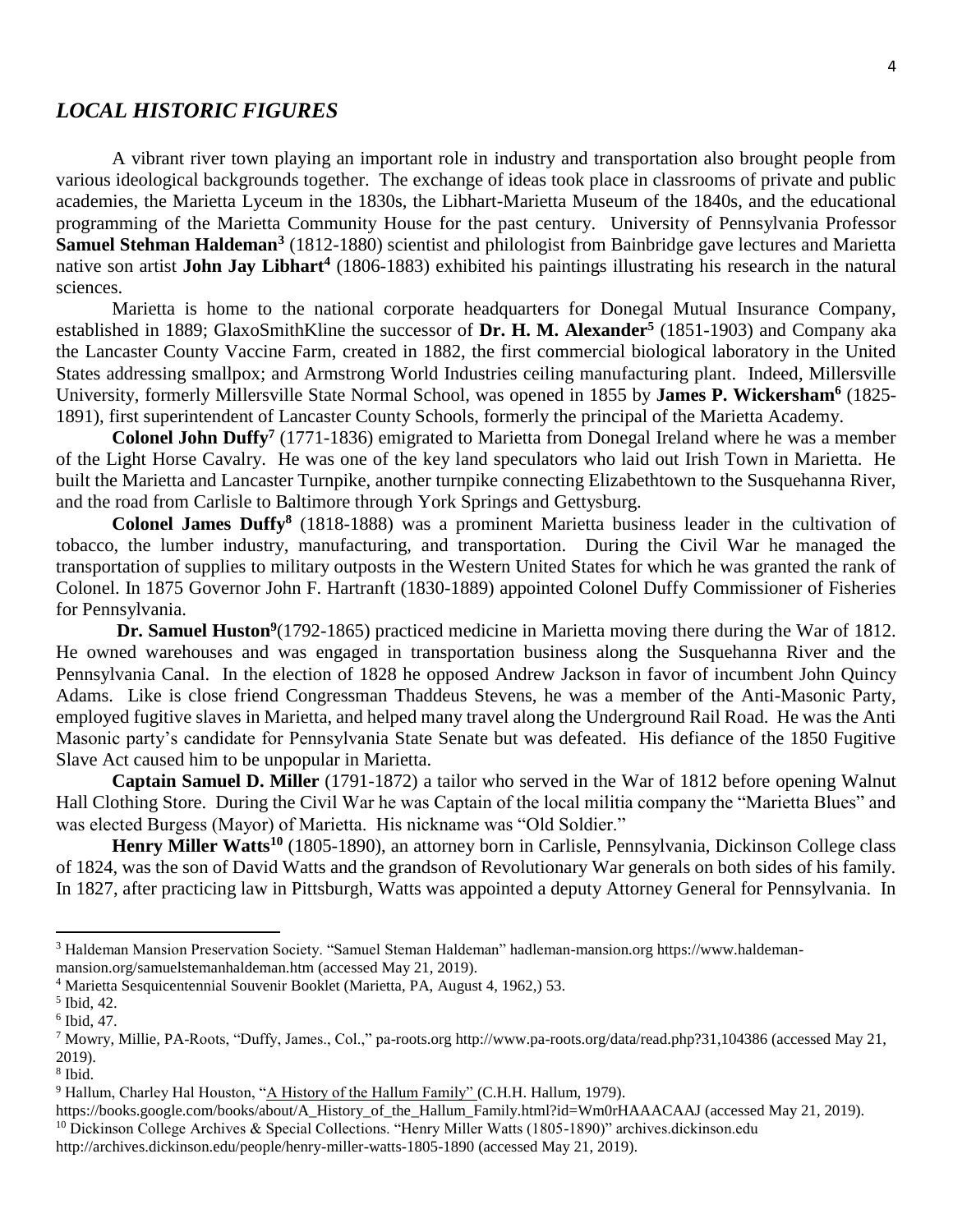## *LOCAL HISTORIC FIGURES*

A vibrant river town playing an important role in industry and transportation also brought people from various ideological backgrounds together. The exchange of ideas took place in classrooms of private and public academies, the Marietta Lyceum in the 1830s, the Libhart-Marietta Museum of the 1840s, and the educational programming of the Marietta Community House for the past century. University of Pennsylvania Professor **Samuel Stehman Haldeman**[3] (1812-1880) scientist and philologist from Bainbridge gave lectures and Marietta native son artist **John Jay Libhart**[4] (1806-1883) exhibited his paintings illustrating his research in the natural sciences.

Marietta is home to the national corporate headquarters for Donegal Mutual Insurance Company, established in 1889; GlaxoSmithKline the successor of **Dr. H. M. Alexander**[5] (1851-1903) and Company aka the Lancaster County Vaccine Farm, created in 1882, the first commercial biological laboratory in the United States addressing smallpox; and Armstrong World Industries ceiling manufacturing plant. Indeed, Millersville University, formerly Millersville State Normal School, was opened in 1855 by **James P. Wickersham**[6] (1825-1891), first superintendent of Lancaster County Schools, formerly the principal of the Marietta Academy.

**Colonel John Duffy**[7] (1771-1836) emigrated to Marietta from Donegal Ireland where he was a member of the Light Horse Cavalry. He was one of the key land speculators who laid out Irish Town in Marietta. He built the Marietta and Lancaster Turnpike, another turnpike connecting Elizabethtown to the Susquehanna River, and the road from Carlisle to Baltimore through York Springs and Gettysburg.

**Colonel James Duffy**[8] (1818-1888) was a prominent Marietta business leader in the cultivation of tobacco, the lumber industry, manufacturing, and transportation. During the Civil War he managed the transportation of supplies to military outposts in the Western United States for which he was granted the rank of Colonel. In 1875 Governor John F. Hartranft (1830-1889) appointed Colonel Duffy Commissioner of Fisheries for Pennsylvania.

**Dr. Samuel Huston**[9] (1792-1865) practiced medicine in Marietta moving there during the War of 1812. He owned warehouses and was engaged in transportation business along the Susquehanna River and the Pennsylvania Canal. In the election of 1828 he opposed Andrew Jackson in favor of incumbent John Quincy Adams. Like is close friend Congressman Thaddeus Stevens, he was a member of the Anti-Masonic Party, employed fugitive slaves in Marietta, and helped many travel along the Underground Rail Road. He was the Anti Masonic party's candidate for Pennsylvania State Senate but was defeated. His defiance of the 1850 Fugitive Slave Act caused him to be unpopular in Marietta.

**Captain Samuel D. Miller** (1791-1872) a tailor who served in the War of 1812 before opening Walnut Hall Clothing Store. During the Civil War he was Captain of the local militia company the "Marietta Blues" and was elected Burgess (Mayor) of Marietta. His nickname was "Old Soldier."

**Henry Miller Watts**[10] (1805-1890), an attorney born in Carlisle, Pennsylvania, Dickinson College class of 1824, was the son of David Watts and the grandson of Revolutionary War generals on both sides of his family. In 1827, after practicing law in Pittsburgh, Watts was appointed a deputy Attorney General for Pennsylvania. In

---

[3] Haldeman Mansion Preservation Society. "Samuel Steman Haldeman" hadleman-mansion.org https://www.haldeman-mansion.org/samuelstemanhaldeman.htm (accessed May 21, 2019).

[4] Marietta Sesquicentennial Souvenir Booklet (Marietta, PA, August 4, 1962,) 53.

[5] Ibid, 42.

[6] Ibid, 47.

[7] Mowry, Millie, PA-Roots, "Duffy, James., Col.," pa-roots.org http://www.pa-roots.org/data/read.php?31,104386 (accessed May 21, 2019).

[8] Ibid.

[9] Hallum, Charley Hal Houston, "A History of the Hallum Family" (C.H.H. Hallum, 1979). https://books.google.com/books/about/A_History_of_the_Hallum_Family.html?id=Wm0rHAAACAAJ (accessed May 21, 2019).

[10] Dickinson College Archives & Special Collections. "Henry Miller Watts (1805-1890)" archives.dickinson.edu http://archives.dickinson.edu/people/henry-miller-watts-1805-1890 (accessed May 21, 2019).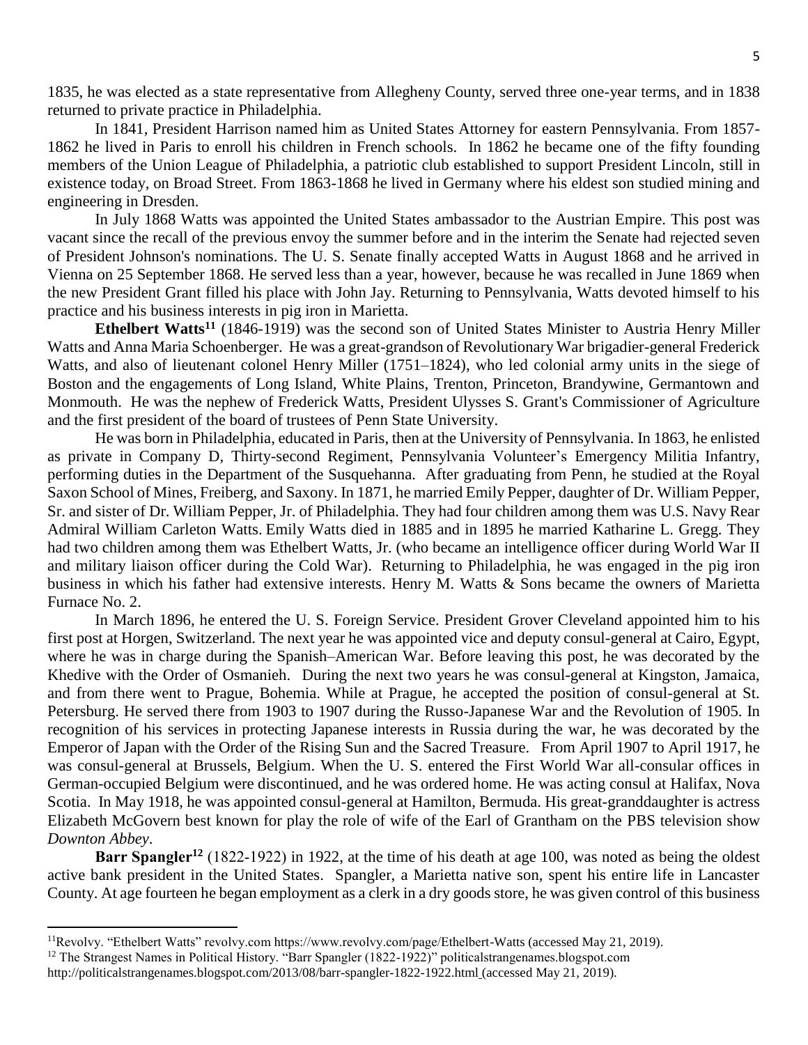1835, he was elected as a state representative from Allegheny County, served three one-year terms, and in 1838 returned to private practice in Philadelphia.

In 1841, President Harrison named him as United States Attorney for eastern Pennsylvania. From 1857-1862 he lived in Paris to enroll his children in French schools. In 1862 he became one of the fifty founding members of the Union League of Philadelphia, a patriotic club established to support President Lincoln, still in existence today, on Broad Street. From 1863-1868 he lived in Germany where his eldest son studied mining and engineering in Dresden.

In July 1868 Watts was appointed the United States ambassador to the Austrian Empire. This post was vacant since the recall of the previous envoy the summer before and in the interim the Senate had rejected seven of President Johnson's nominations. The U. S. Senate finally accepted Watts in August 1868 and he arrived in Vienna on 25 September 1868. He served less than a year, however, because he was recalled in June 1869 when the new President Grant filled his place with John Jay. Returning to Pennsylvania, Watts devoted himself to his practice and his business interests in pig iron in Marietta.

**Ethelbert Watts**[11] (1846-1919) was the second son of United States Minister to Austria Henry Miller Watts and Anna Maria Schoenberger. He was a great-grandson of Revolutionary War brigadier-general Frederick Watts, and also of lieutenant colonel Henry Miller (1751–1824), who led colonial army units in the siege of Boston and the engagements of Long Island, White Plains, Trenton, Princeton, Brandywine, Germantown and Monmouth. He was the nephew of Frederick Watts, President Ulysses S. Grant's Commissioner of Agriculture and the first president of the board of trustees of Penn State University.

He was born in Philadelphia, educated in Paris, then at the University of Pennsylvania. In 1863, he enlisted as private in Company D, Thirty-second Regiment, Pennsylvania Volunteer's Emergency Militia Infantry, performing duties in the Department of the Susquehanna. After graduating from Penn, he studied at the Royal Saxon School of Mines, Freiberg, and Saxony. In 1871, he married Emily Pepper, daughter of Dr. William Pepper, Sr. and sister of Dr. William Pepper, Jr. of Philadelphia. They had four children among them was U.S. Navy Rear Admiral William Carleton Watts. Emily Watts died in 1885 and in 1895 he married Katharine L. Gregg. They had two children among them was Ethelbert Watts, Jr. (who became an intelligence officer during World War II and military liaison officer during the Cold War). Returning to Philadelphia, he was engaged in the pig iron business in which his father had extensive interests. Henry M. Watts & Sons became the owners of Marietta Furnace No. 2.

In March 1896, he entered the U. S. Foreign Service. President Grover Cleveland appointed him to his first post at Horgen, Switzerland. The next year he was appointed vice and deputy consul-general at Cairo, Egypt, where he was in charge during the Spanish–American War. Before leaving this post, he was decorated by the Khedive with the Order of Osmanieh. During the next two years he was consul-general at Kingston, Jamaica, and from there went to Prague, Bohemia. While at Prague, he accepted the position of consul-general at St. Petersburg. He served there from 1903 to 1907 during the Russo-Japanese War and the Revolution of 1905. In recognition of his services in protecting Japanese interests in Russia during the war, he was decorated by the Emperor of Japan with the Order of the Rising Sun and the Sacred Treasure. From April 1907 to April 1917, he was consul-general at Brussels, Belgium. When the U. S. entered the First World War all-consular offices in German-occupied Belgium were discontinued, and he was ordered home. He was acting consul at Halifax, Nova Scotia. In May 1918, he was appointed consul-general at Hamilton, Bermuda. His great-granddaughter is actress Elizabeth McGovern best known for play the role of wife of the Earl of Grantham on the PBS television show *Downton Abbey*.

**Barr Spangler**[12] (1822-1922) in 1922, at the time of his death at age 100, was noted as being the oldest active bank president in the United States. Spangler, a Marietta native son, spent his entire life in Lancaster County. At age fourteen he began employment as a clerk in a dry goods store, he was given control of this business

---

[11] Revolvy. "Ethelbert Watts" revolvy.com https://www.revolvy.com/page/Ethelbert-Watts (accessed May 21, 2019).

[12] The Strangest Names in Political History. "Barr Spangler (1822-1922)" politicalstrangenames.blogspot.com http://politicalstrangenames.blogspot.com/2013/08/barr-spangler-1822-1922.html (accessed May 21, 2019).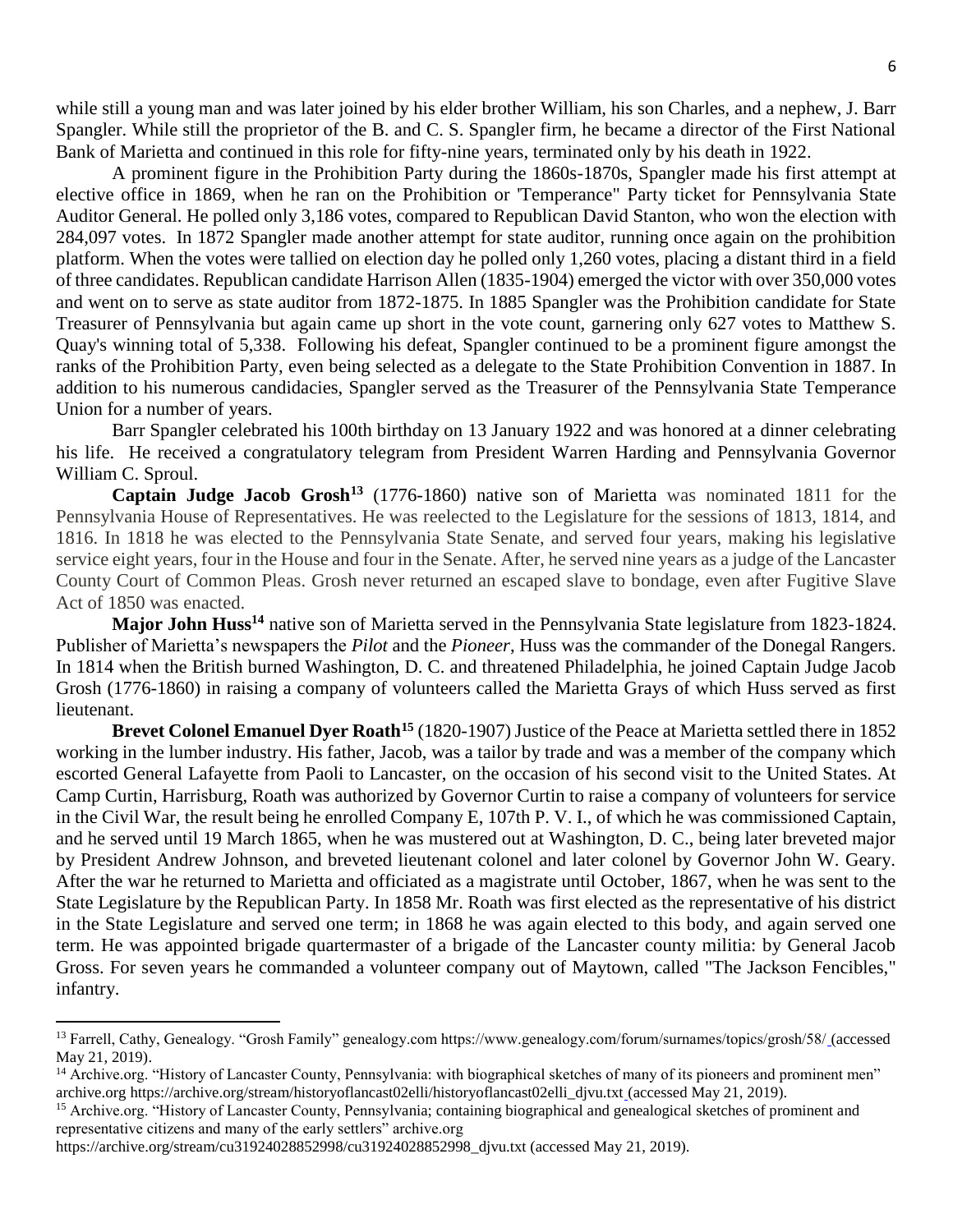while still a young man and was later joined by his elder brother William, his son Charles, and a nephew, J. Barr Spangler. While still the proprietor of the B. and C. S. Spangler firm, he became a director of the First National Bank of Marietta and continued in this role for fifty-nine years, terminated only by his death in 1922.

A prominent figure in the Prohibition Party during the 1860s-1870s, Spangler made his first attempt at elective office in 1869, when he ran on the Prohibition or 'Temperance" Party ticket for Pennsylvania State Auditor General. He polled only 3,186 votes, compared to Republican David Stanton, who won the election with 284,097 votes. In 1872 Spangler made another attempt for state auditor, running once again on the prohibition platform. When the votes were tallied on election day he polled only 1,260 votes, placing a distant third in a field of three candidates. Republican candidate Harrison Allen (1835-1904) emerged the victor with over 350,000 votes and went on to serve as state auditor from 1872-1875. In 1885 Spangler was the Prohibition candidate for State Treasurer of Pennsylvania but again came up short in the vote count, garnering only 627 votes to Matthew S. Quay's winning total of 5,338. Following his defeat, Spangler continued to be a prominent figure amongst the ranks of the Prohibition Party, even being selected as a delegate to the State Prohibition Convention in 1887. In addition to his numerous candidacies, Spangler served as the Treasurer of the Pennsylvania State Temperance Union for a number of years.

Barr Spangler celebrated his 100th birthday on 13 January 1922 and was honored at a dinner celebrating his life. He received a congratulatory telegram from President Warren Harding and Pennsylvania Governor William C. Sproul.

**Captain Judge Jacob Grosh**[13] (1776-1860) native son of Marietta was nominated 1811 for the Pennsylvania House of Representatives. He was reelected to the Legislature for the sessions of 1813, 1814, and 1816. In 1818 he was elected to the Pennsylvania State Senate, and served four years, making his legislative service eight years, four in the House and four in the Senate. After, he served nine years as a judge of the Lancaster County Court of Common Pleas. Grosh never returned an escaped slave to bondage, even after Fugitive Slave Act of 1850 was enacted.

**Major John Huss**[14] native son of Marietta served in the Pennsylvania State legislature from 1823-1824. Publisher of Marietta's newspapers the *Pilot* and the *Pioneer*, Huss was the commander of the Donegal Rangers. In 1814 when the British burned Washington, D. C. and threatened Philadelphia, he joined Captain Judge Jacob Grosh (1776-1860) in raising a company of volunteers called the Marietta Grays of which Huss served as first lieutenant.

**Brevet Colonel Emanuel Dyer Roath**[15] (1820-1907) Justice of the Peace at Marietta settled there in 1852 working in the lumber industry. His father, Jacob, was a tailor by trade and was a member of the company which escorted General Lafayette from Paoli to Lancaster, on the occasion of his second visit to the United States. At Camp Curtin, Harrisburg, Roath was authorized by Governor Curtin to raise a company of volunteers for service in the Civil War, the result being he enrolled Company E, 107th P. V. I., of which he was commissioned Captain, and he served until 19 March 1865, when he was mustered out at Washington, D. C., being later breveted major by President Andrew Johnson, and breveted lieutenant colonel and later colonel by Governor John W. Geary. After the war he returned to Marietta and officiated as a magistrate until October, 1867, when he was sent to the State Legislature by the Republican Party. In 1858 Mr. Roath was first elected as the representative of his district in the State Legislature and served one term; in 1868 he was again elected to this body, and again served one term. He was appointed brigade quartermaster of a brigade of the Lancaster county militia: by General Jacob Gross. For seven years he commanded a volunteer company out of Maytown, called "The Jackson Fencibles," infantry.

---

[13] Farrell, Cathy, Genealogy. "Grosh Family" genealogy.com https://www.genealogy.com/forum/surnames/topics/grosh/58/ (accessed May 21, 2019).

[14] Archive.org. "History of Lancaster County, Pennsylvania: with biographical sketches of many of its pioneers and prominent men" archive.org https://archive.org/stream/historyoflancast02elli/historyoflancast02elli_djvu.txt (accessed May 21, 2019).

[15] Archive.org. "History of Lancaster County, Pennsylvania; containing biographical and genealogical sketches of prominent and representative citizens and many of the early settlers" archive.org https://archive.org/stream/cu31924028852998/cu31924028852998_djvu.txt (accessed May 21, 2019).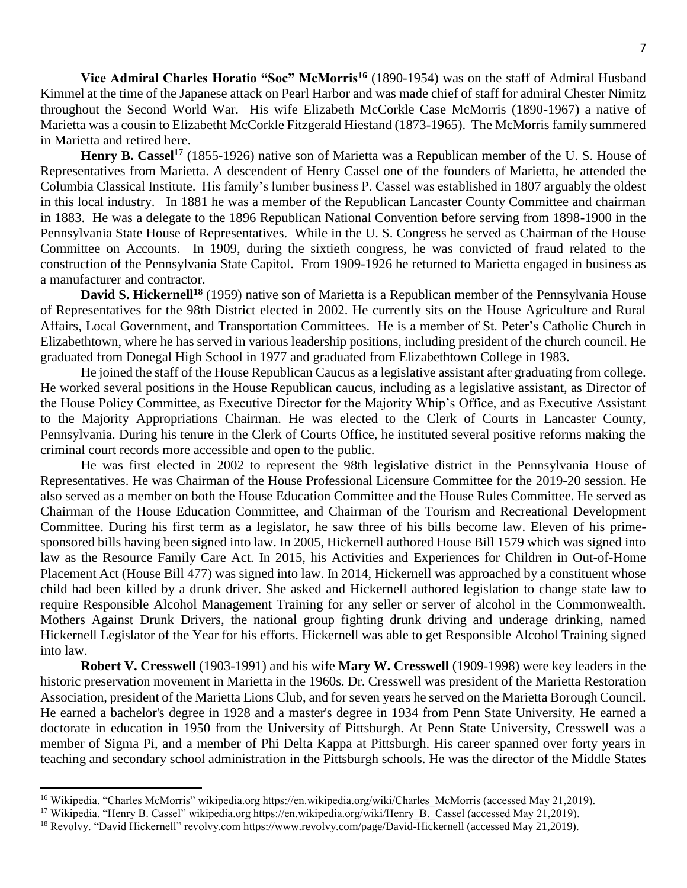**Vice Admiral Charles Horatio "Soc" McMorris**[16] (1890-1954) was on the staff of Admiral Husband Kimmel at the time of the Japanese attack on Pearl Harbor and was made chief of staff for admiral Chester Nimitz throughout the Second World War. His wife Elizabeth McCorkle Case McMorris (1890-1967) a native of Marietta was a cousin to Elizabetht McCorkle Fitzgerald Hiestand (1873-1965). The McMorris family summered in Marietta and retired here.

**Henry B. Cassel**[17] (1855-1926) native son of Marietta was a Republican member of the U. S. House of Representatives from Marietta. A descendent of Henry Cassel one of the founders of Marietta, he attended the Columbia Classical Institute. His family's lumber business P. Cassel was established in 1807 arguably the oldest in this local industry. In 1881 he was a member of the Republican Lancaster County Committee and chairman in 1883. He was a delegate to the 1896 Republican National Convention before serving from 1898-1900 in the Pennsylvania State House of Representatives. While in the U. S. Congress he served as Chairman of the House Committee on Accounts. In 1909, during the sixtieth congress, he was convicted of fraud related to the construction of the Pennsylvania State Capitol. From 1909-1926 he returned to Marietta engaged in business as a manufacturer and contractor.

**David S. Hickernell**[18] (1959) native son of Marietta is a Republican member of the Pennsylvania House of Representatives for the 98th District elected in 2002. He currently sits on the House Agriculture and Rural Affairs, Local Government, and Transportation Committees. He is a member of St. Peter's Catholic Church in Elizabethtown, where he has served in various leadership positions, including president of the church council. He graduated from Donegal High School in 1977 and graduated from Elizabethtown College in 1983.

He joined the staff of the House Republican Caucus as a legislative assistant after graduating from college. He worked several positions in the House Republican caucus, including as a legislative assistant, as Director of the House Policy Committee, as Executive Director for the Majority Whip's Office, and as Executive Assistant to the Majority Appropriations Chairman. He was elected to the Clerk of Courts in Lancaster County, Pennsylvania. During his tenure in the Clerk of Courts Office, he instituted several positive reforms making the criminal court records more accessible and open to the public.

He was first elected in 2002 to represent the 98th legislative district in the Pennsylvania House of Representatives. He was Chairman of the House Professional Licensure Committee for the 2019-20 session. He also served as a member on both the House Education Committee and the House Rules Committee. He served as Chairman of the House Education Committee, and Chairman of the Tourism and Recreational Development Committee. During his first term as a legislator, he saw three of his bills become law. Eleven of his prime-sponsored bills having been signed into law. In 2005, Hickernell authored House Bill 1579 which was signed into law as the Resource Family Care Act. In 2015, his Activities and Experiences for Children in Out-of-Home Placement Act (House Bill 477) was signed into law. In 2014, Hickernell was approached by a constituent whose child had been killed by a drunk driver. She asked and Hickernell authored legislation to change state law to require Responsible Alcohol Management Training for any seller or server of alcohol in the Commonwealth. Mothers Against Drunk Drivers, the national group fighting drunk driving and underage drinking, named Hickernell Legislator of the Year for his efforts. Hickernell was able to get Responsible Alcohol Training signed into law.

**Robert V. Cresswell** (1903-1991) and his wife **Mary W. Cresswell** (1909-1998) were key leaders in the historic preservation movement in Marietta in the 1960s. Dr. Cresswell was president of the Marietta Restoration Association, president of the Marietta Lions Club, and for seven years he served on the Marietta Borough Council. He earned a bachelor's degree in 1928 and a master's degree in 1934 from Penn State University. He earned a doctorate in education in 1950 from the University of Pittsburgh. At Penn State University, Cresswell was a member of Sigma Pi, and a member of Phi Delta Kappa at Pittsburgh. His career spanned over forty years in teaching and secondary school administration in the Pittsburgh schools. He was the director of the Middle States

---

[16] Wikipedia. "Charles McMorris" wikipedia.org https://en.wikipedia.org/wiki/Charles_McMorris (accessed May 21,2019).

[17] Wikipedia. "Henry B. Cassel" wikipedia.org https://en.wikipedia.org/wiki/Henry_B._Cassel (accessed May 21,2019).

[18] Revolvy. "David Hickernell" revolvy.com https://www.revolvy.com/page/David-Hickernell (accessed May 21,2019).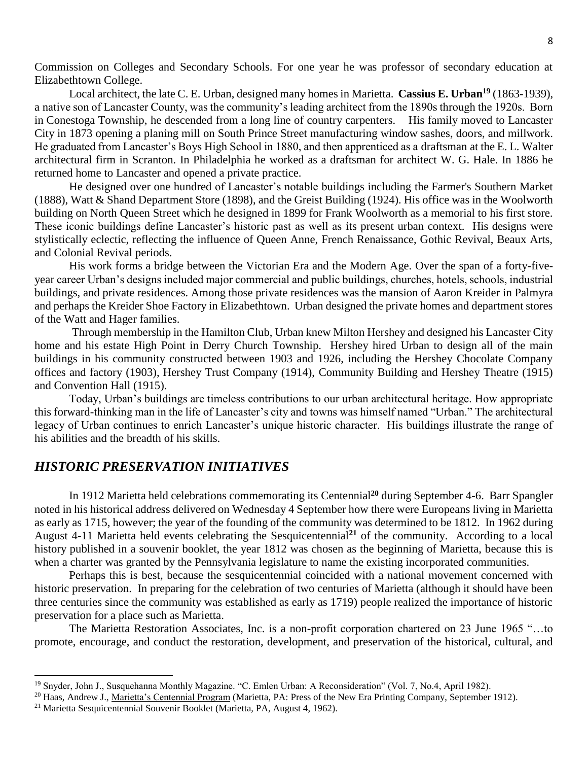Commission on Colleges and Secondary Schools. For one year he was professor of secondary education at Elizabethtown College.

Local architect, the late C. E. Urban, designed many homes in Marietta. **Cassius E. Urban**[19] (1863-1939), a native son of Lancaster County, was the community's leading architect from the 1890s through the 1920s. Born in Conestoga Township, he descended from a long line of country carpenters. His family moved to Lancaster City in 1873 opening a planing mill on South Prince Street manufacturing window sashes, doors, and millwork. He graduated from Lancaster's Boys High School in 1880, and then apprenticed as a draftsman at the E. L. Walter architectural firm in Scranton. In Philadelphia he worked as a draftsman for architect W. G. Hale. In 1886 he returned home to Lancaster and opened a private practice.

He designed over one hundred of Lancaster's notable buildings including the Farmer's Southern Market (1888), Watt & Shand Department Store (1898), and the Greist Building (1924). His office was in the Woolworth building on North Queen Street which he designed in 1899 for Frank Woolworth as a memorial to his first store. These iconic buildings define Lancaster's historic past as well as its present urban context. His designs were stylistically eclectic, reflecting the influence of Queen Anne, French Renaissance, Gothic Revival, Beaux Arts, and Colonial Revival periods.

His work forms a bridge between the Victorian Era and the Modern Age. Over the span of a forty-five-year career Urban's designs included major commercial and public buildings, churches, hotels, schools, industrial buildings, and private residences. Among those private residences was the mansion of Aaron Kreider in Palmyra and perhaps the Kreider Shoe Factory in Elizabethtown. Urban designed the private homes and department stores of the Watt and Hager families.

Through membership in the Hamilton Club, Urban knew Milton Hershey and designed his Lancaster City home and his estate High Point in Derry Church Township. Hershey hired Urban to design all of the main buildings in his community constructed between 1903 and 1926, including the Hershey Chocolate Company offices and factory (1903), Hershey Trust Company (1914), Community Building and Hershey Theatre (1915) and Convention Hall (1915).

Today, Urban's buildings are timeless contributions to our urban architectural heritage. How appropriate this forward-thinking man in the life of Lancaster's city and towns was himself named "Urban." The architectural legacy of Urban continues to enrich Lancaster's unique historic character. His buildings illustrate the range of his abilities and the breadth of his skills.

## *HISTORIC PRESERVATION INITIATIVES*

In 1912 Marietta held celebrations commemorating its Centennial[20] during September 4-6. Barr Spangler noted in his historical address delivered on Wednesday 4 September how there were Europeans living in Marietta as early as 1715, however; the year of the founding of the community was determined to be 1812. In 1962 during August 4-11 Marietta held events celebrating the Sesquicentennial[21] of the community. According to a local history published in a souvenir booklet, the year 1812 was chosen as the beginning of Marietta, because this is when a charter was granted by the Pennsylvania legislature to name the existing incorporated communities.

Perhaps this is best, because the sesquicentennial coincided with a national movement concerned with historic preservation. In preparing for the celebration of two centuries of Marietta (although it should have been three centuries since the community was established as early as 1719) people realized the importance of historic preservation for a place such as Marietta.

The Marietta Restoration Associates, Inc. is a non-profit corporation chartered on 23 June 1965 "…to promote, encourage, and conduct the restoration, development, and preservation of the historical, cultural, and

---

[19] Snyder, John J., Susquehanna Monthly Magazine. "C. Emlen Urban: A Reconsideration" (Vol. 7, No.4, April 1982).

[20] Haas, Andrew J., Marietta's Centennial Program (Marietta, PA: Press of the New Era Printing Company, September 1912).

[21] Marietta Sesquicentennial Souvenir Booklet (Marietta, PA, August 4, 1962).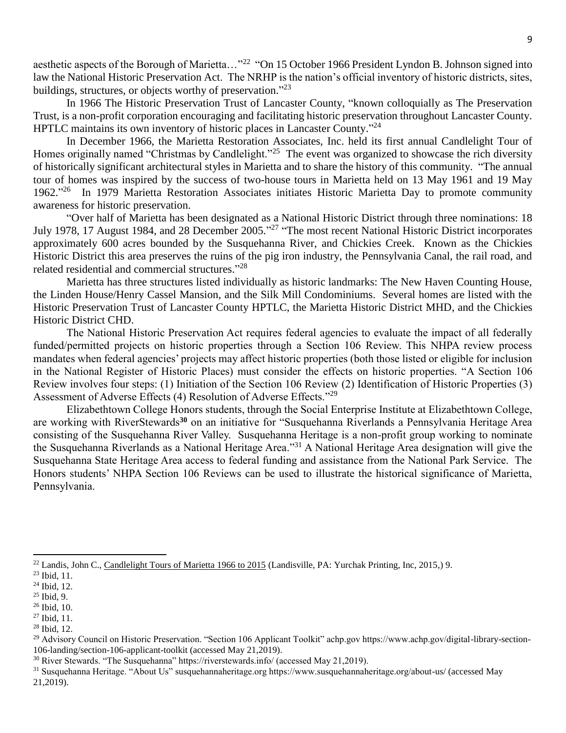aesthetic aspects of the Borough of Marietta…"[22] "On 15 October 1966 President Lyndon B. Johnson signed into law the National Historic Preservation Act. The NRHP is the nation's official inventory of historic districts, sites, buildings, structures, or objects worthy of preservation."[23]

In 1966 The Historic Preservation Trust of Lancaster County, "known colloquially as The Preservation Trust, is a non-profit corporation encouraging and facilitating historic preservation throughout Lancaster County. HPTLC maintains its own inventory of historic places in Lancaster County."[24]

In December 1966, the Marietta Restoration Associates, Inc. held its first annual Candlelight Tour of Homes originally named "Christmas by Candlelight."[25] The event was organized to showcase the rich diversity of historically significant architectural styles in Marietta and to share the history of this community. "The annual tour of homes was inspired by the success of two-house tours in Marietta held on 13 May 1961 and 19 May 1962."[26] In 1979 Marietta Restoration Associates initiates Historic Marietta Day to promote community awareness for historic preservation.

"Over half of Marietta has been designated as a National Historic District through three nominations: 18 July 1978, 17 August 1984, and 28 December 2005."[27] "The most recent National Historic District incorporates approximately 600 acres bounded by the Susquehanna River, and Chickies Creek. Known as the Chickies Historic District this area preserves the ruins of the pig iron industry, the Pennsylvania Canal, the rail road, and related residential and commercial structures."[28]

Marietta has three structures listed individually as historic landmarks: The New Haven Counting House, the Linden House/Henry Cassel Mansion, and the Silk Mill Condominiums. Several homes are listed with the Historic Preservation Trust of Lancaster County HPTLC, the Marietta Historic District MHD, and the Chickies Historic District CHD.

The National Historic Preservation Act requires federal agencies to evaluate the impact of all federally funded/permitted projects on historic properties through a Section 106 Review. This NHPA review process mandates when federal agencies' projects may affect historic properties (both those listed or eligible for inclusion in the National Register of Historic Places) must consider the effects on historic properties. "A Section 106 Review involves four steps: (1) Initiation of the Section 106 Review (2) Identification of Historic Properties (3) Assessment of Adverse Effects (4) Resolution of Adverse Effects."[29]

Elizabethtown College Honors students, through the Social Enterprise Institute at Elizabethtown College, are working with RiverStewards[30] on an initiative for "Susquehanna Riverlands a Pennsylvania Heritage Area consisting of the Susquehanna River Valley. Susquehanna Heritage is a non-profit group working to nominate the Susquehanna Riverlands as a National Heritage Area."[31] A National Heritage Area designation will give the Susquehanna State Heritage Area access to federal funding and assistance from the National Park Service. The Honors students' NHPA Section 106 Reviews can be used to illustrate the historical significance of Marietta, Pennsylvania.

---

[22] Landis, John C., Candlelight Tours of Marietta 1966 to 2015 (Landisville, PA: Yurchak Printing, Inc, 2015,) 9.

[23] Ibid, 11.

[24] Ibid, 12.

[25] Ibid, 9.

[26] Ibid, 10.

[27] Ibid, 11.

[28] Ibid, 12.

[29] Advisory Council on Historic Preservation. "Section 106 Applicant Toolkit" achp.gov https://www.achp.gov/digital-library-section-106-landing/section-106-applicant-toolkit (accessed May 21,2019).

[30] River Stewards. "The Susquehanna" https://riverstewards.info/ (accessed May 21,2019).

[31] Susquehanna Heritage. "About Us" susquehannaheritage.org https://www.susquehannaheritage.org/about-us/ (accessed May 21,2019).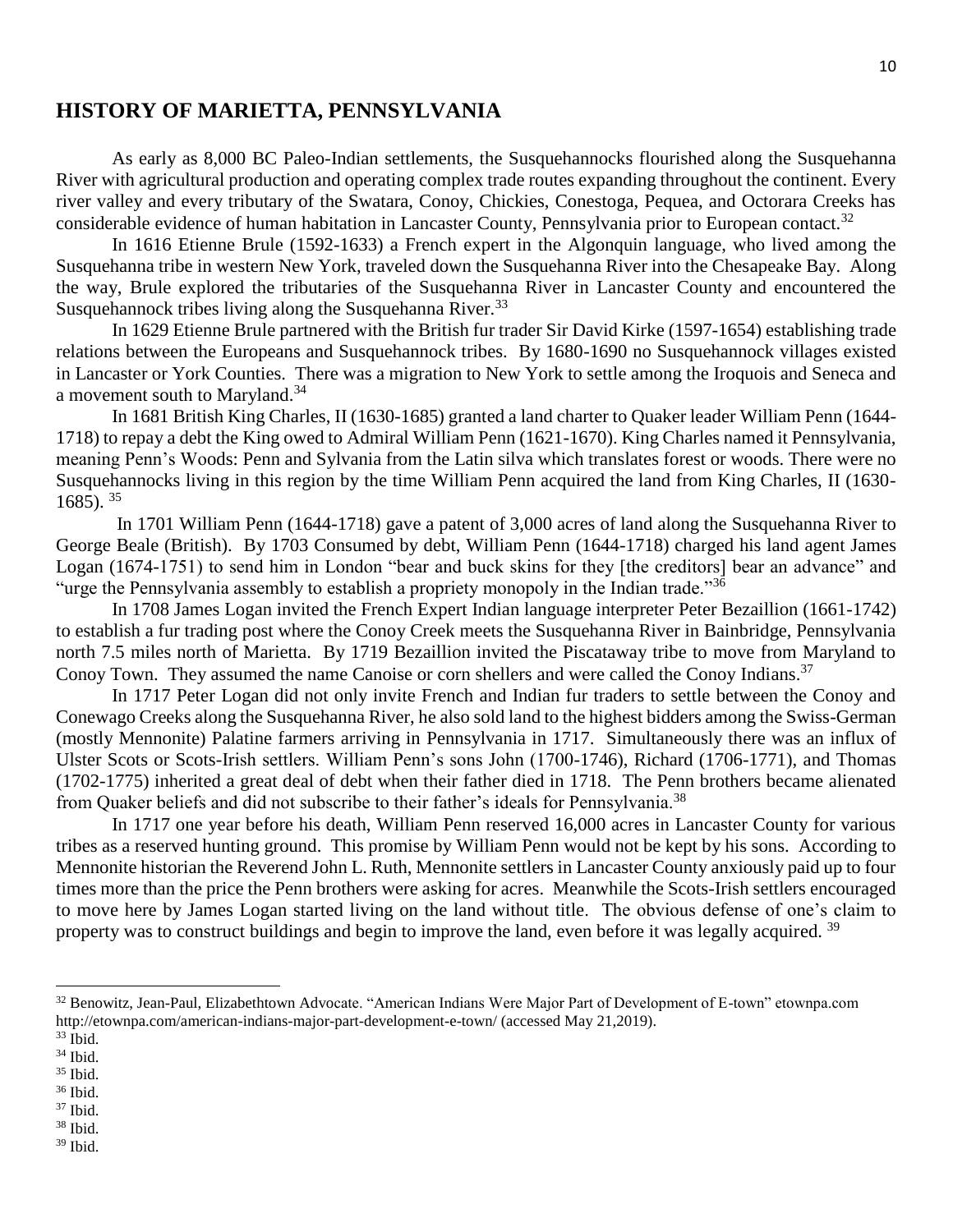## HISTORY OF MARIETTA, PENNSYLVANIA

As early as 8,000 BC Paleo-Indian settlements, the Susquehannocks flourished along the Susquehanna River with agricultural production and operating complex trade routes expanding throughout the continent. Every river valley and every tributary of the Swatara, Conoy, Chickies, Conestoga, Pequea, and Octorara Creeks has considerable evidence of human habitation in Lancaster County, Pennsylvania prior to European contact.[32]

In 1616 Etienne Brule (1592-1633) a French expert in the Algonquin language, who lived among the Susquehanna tribe in western New York, traveled down the Susquehanna River into the Chesapeake Bay. Along the way, Brule explored the tributaries of the Susquehanna River in Lancaster County and encountered the Susquehannock tribes living along the Susquehanna River.[33]

In 1629 Etienne Brule partnered with the British fur trader Sir David Kirke (1597-1654) establishing trade relations between the Europeans and Susquehannock tribes. By 1680-1690 no Susquehannock villages existed in Lancaster or York Counties. There was a migration to New York to settle among the Iroquois and Seneca and a movement south to Maryland.[34]

In 1681 British King Charles, II (1630-1685) granted a land charter to Quaker leader William Penn (1644-1718) to repay a debt the King owed to Admiral William Penn (1621-1670). King Charles named it Pennsylvania, meaning Penn's Woods: Penn and Sylvania from the Latin silva which translates forest or woods. There were no Susquehannocks living in this region by the time William Penn acquired the land from King Charles, II (1630-1685). [35]

In 1701 William Penn (1644-1718) gave a patent of 3,000 acres of land along the Susquehanna River to George Beale (British). By 1703 Consumed by debt, William Penn (1644-1718) charged his land agent James Logan (1674-1751) to send him in London "bear and buck skins for they [the creditors] bear an advance" and "urge the Pennsylvania assembly to establish a propriety monopoly in the Indian trade."[36]

In 1708 James Logan invited the French Expert Indian language interpreter Peter Bezaillion (1661-1742) to establish a fur trading post where the Conoy Creek meets the Susquehanna River in Bainbridge, Pennsylvania north 7.5 miles north of Marietta. By 1719 Bezaillion invited the Piscataway tribe to move from Maryland to Conoy Town. They assumed the name Canoise or corn shellers and were called the Conoy Indians.[37]

In 1717 Peter Logan did not only invite French and Indian fur traders to settle between the Conoy and Conewago Creeks along the Susquehanna River, he also sold land to the highest bidders among the Swiss-German (mostly Mennonite) Palatine farmers arriving in Pennsylvania in 1717. Simultaneously there was an influx of Ulster Scots or Scots-Irish settlers. William Penn's sons John (1700-1746), Richard (1706-1771), and Thomas (1702-1775) inherited a great deal of debt when their father died in 1718. The Penn brothers became alienated from Quaker beliefs and did not subscribe to their father's ideals for Pennsylvania.[38]

In 1717 one year before his death, William Penn reserved 16,000 acres in Lancaster County for various tribes as a reserved hunting ground. This promise by William Penn would not be kept by his sons. According to Mennonite historian the Reverend John L. Ruth, Mennonite settlers in Lancaster County anxiously paid up to four times more than the price the Penn brothers were asking for acres. Meanwhile the Scots-Irish settlers encouraged to move here by James Logan started living on the land without title. The obvious defense of one's claim to property was to construct buildings and begin to improve the land, even before it was legally acquired. [39]

---

[32] Benowitz, Jean-Paul, Elizabethtown Advocate. "American Indians Were Major Part of Development of E-town" etownpa.com http://etownpa.com/american-indians-major-part-development-e-town/ (accessed May 21,2019).

[33] Ibid.

[34] Ibid.

[35] Ibid.

[36] Ibid.

[37] Ibid.

[38] Ibid.

[39] Ibid.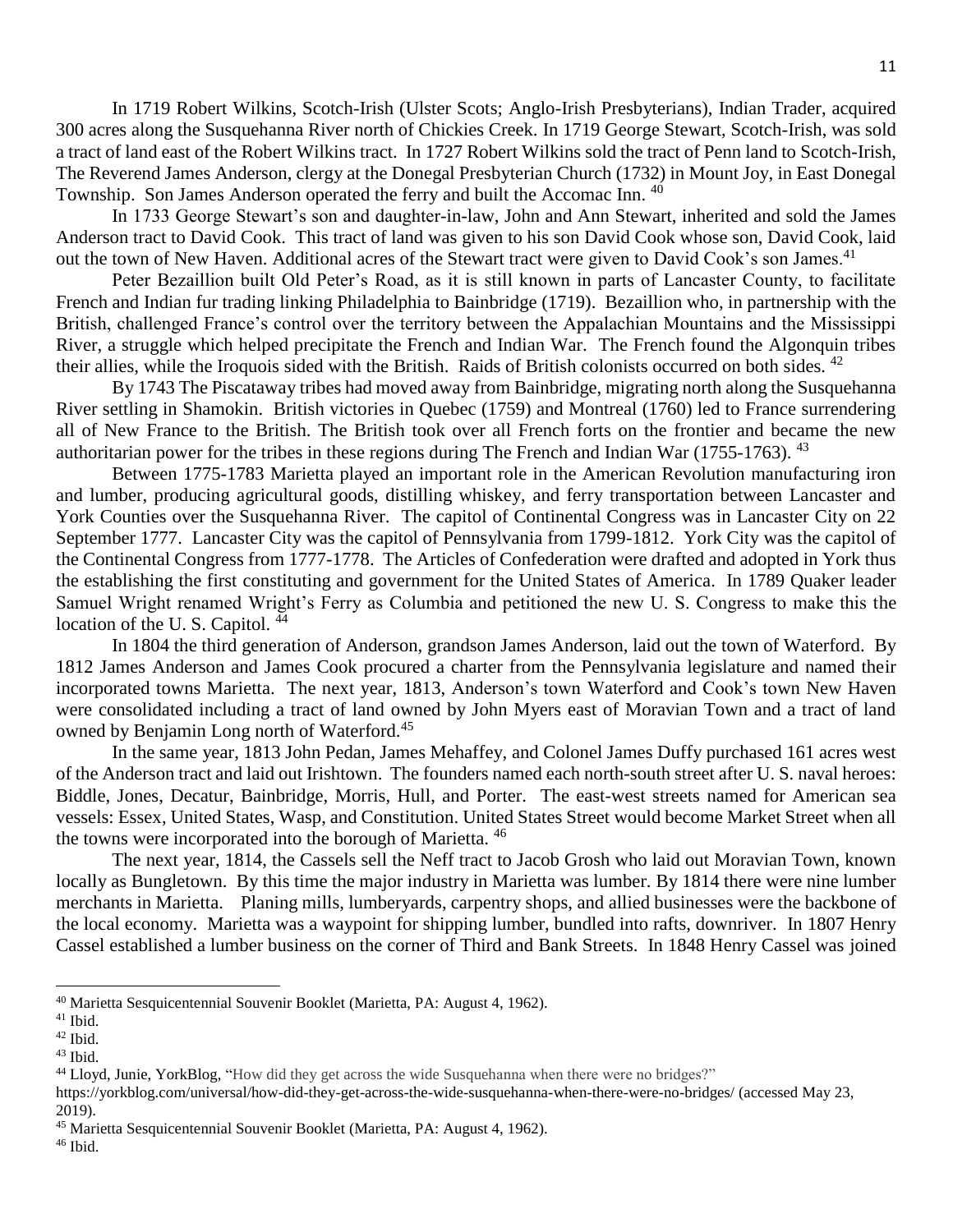In 1719 Robert Wilkins, Scotch-Irish (Ulster Scots; Anglo-Irish Presbyterians), Indian Trader, acquired 300 acres along the Susquehanna River north of Chickies Creek. In 1719 George Stewart, Scotch-Irish, was sold a tract of land east of the Robert Wilkins tract. In 1727 Robert Wilkins sold the tract of Penn land to Scotch-Irish, The Reverend James Anderson, clergy at the Donegal Presbyterian Church (1732) in Mount Joy, in East Donegal Township. Son James Anderson operated the ferry and built the Accomac Inn. [40]

In 1733 George Stewart's son and daughter-in-law, John and Ann Stewart, inherited and sold the James Anderson tract to David Cook. This tract of land was given to his son David Cook whose son, David Cook, laid out the town of New Haven. Additional acres of the Stewart tract were given to David Cook's son James.[41]

Peter Bezaillion built Old Peter's Road, as it is still known in parts of Lancaster County, to facilitate French and Indian fur trading linking Philadelphia to Bainbridge (1719). Bezaillion who, in partnership with the British, challenged France's control over the territory between the Appalachian Mountains and the Mississippi River, a struggle which helped precipitate the French and Indian War. The French found the Algonquin tribes their allies, while the Iroquois sided with the British. Raids of British colonists occurred on both sides. [42]

By 1743 The Piscataway tribes had moved away from Bainbridge, migrating north along the Susquehanna River settling in Shamokin. British victories in Quebec (1759) and Montreal (1760) led to France surrendering all of New France to the British. The British took over all French forts on the frontier and became the new authoritarian power for the tribes in these regions during The French and Indian War (1755-1763). [43]

Between 1775-1783 Marietta played an important role in the American Revolution manufacturing iron and lumber, producing agricultural goods, distilling whiskey, and ferry transportation between Lancaster and York Counties over the Susquehanna River. The capitol of Continental Congress was in Lancaster City on 22 September 1777. Lancaster City was the capitol of Pennsylvania from 1799-1812. York City was the capitol of the Continental Congress from 1777-1778. The Articles of Confederation were drafted and adopted in York thus the establishing the first constituting and government for the United States of America. In 1789 Quaker leader Samuel Wright renamed Wright's Ferry as Columbia and petitioned the new U. S. Congress to make this the location of the U. S. Capitol. [44]

In 1804 the third generation of Anderson, grandson James Anderson, laid out the town of Waterford. By 1812 James Anderson and James Cook procured a charter from the Pennsylvania legislature and named their incorporated towns Marietta. The next year, 1813, Anderson's town Waterford and Cook's town New Haven were consolidated including a tract of land owned by John Myers east of Moravian Town and a tract of land owned by Benjamin Long north of Waterford.[45]

In the same year, 1813 John Pedan, James Mehaffey, and Colonel James Duffy purchased 161 acres west of the Anderson tract and laid out Irishtown. The founders named each north-south street after U. S. naval heroes: Biddle, Jones, Decatur, Bainbridge, Morris, Hull, and Porter. The east-west streets named for American sea vessels: Essex, United States, Wasp, and Constitution. United States Street would become Market Street when all the towns were incorporated into the borough of Marietta. [46]

The next year, 1814, the Cassels sell the Neff tract to Jacob Grosh who laid out Moravian Town, known locally as Bungletown. By this time the major industry in Marietta was lumber. By 1814 there were nine lumber merchants in Marietta. Planing mills, lumberyards, carpentry shops, and allied businesses were the backbone of the local economy. Marietta was a waypoint for shipping lumber, bundled into rafts, downriver. In 1807 Henry Cassel established a lumber business on the corner of Third and Bank Streets. In 1848 Henry Cassel was joined

---

[40] Marietta Sesquicentennial Souvenir Booklet (Marietta, PA: August 4, 1962).

[41] Ibid.

[42] Ibid.

[43] Ibid.

[44] Lloyd, Junie, YorkBlog, "How did they get across the wide Susquehanna when there were no bridges?" https://yorkblog.com/universal/how-did-they-get-across-the-wide-susquehanna-when-there-were-no-bridges/ (accessed May 23, 2019).

[45] Marietta Sesquicentennial Souvenir Booklet (Marietta, PA: August 4, 1962).

[46] Ibid.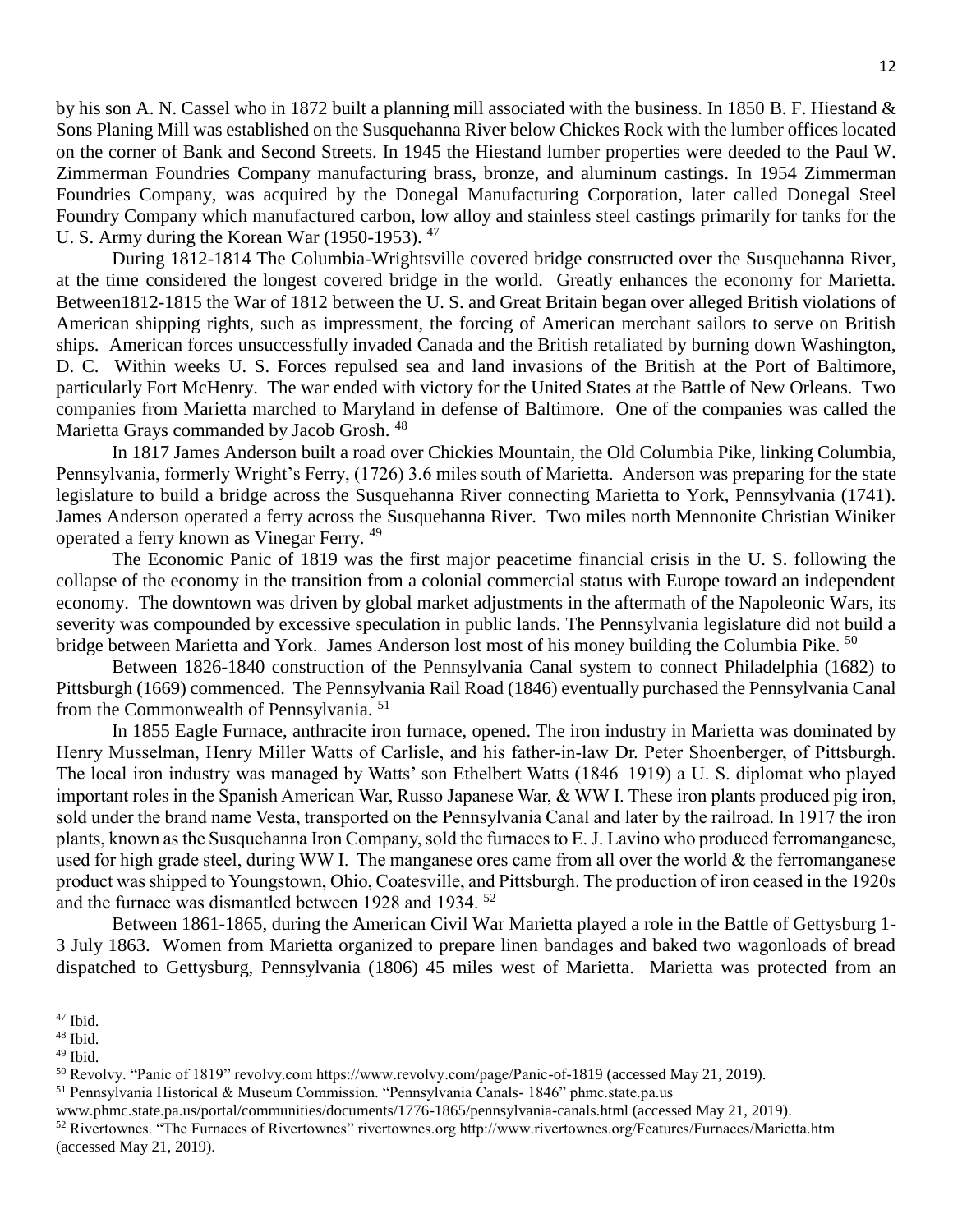by his son A. N. Cassel who in 1872 built a planning mill associated with the business. In 1850 B. F. Hiestand & Sons Planing Mill was established on the Susquehanna River below Chickes Rock with the lumber offices located on the corner of Bank and Second Streets. In 1945 the Hiestand lumber properties were deeded to the Paul W. Zimmerman Foundries Company manufacturing brass, bronze, and aluminum castings. In 1954 Zimmerman Foundries Company, was acquired by the Donegal Manufacturing Corporation, later called Donegal Steel Foundry Company which manufactured carbon, low alloy and stainless steel castings primarily for tanks for the U. S. Army during the Korean War (1950-1953). [47]

During 1812-1814 The Columbia-Wrightsville covered bridge constructed over the Susquehanna River, at the time considered the longest covered bridge in the world. Greatly enhances the economy for Marietta. Between1812-1815 the War of 1812 between the U. S. and Great Britain began over alleged British violations of American shipping rights, such as impressment, the forcing of American merchant sailors to serve on British ships. American forces unsuccessfully invaded Canada and the British retaliated by burning down Washington, D. C. Within weeks U. S. Forces repulsed sea and land invasions of the British at the Port of Baltimore, particularly Fort McHenry. The war ended with victory for the United States at the Battle of New Orleans. Two companies from Marietta marched to Maryland in defense of Baltimore. One of the companies was called the Marietta Grays commanded by Jacob Grosh. [48]

In 1817 James Anderson built a road over Chickies Mountain, the Old Columbia Pike, linking Columbia, Pennsylvania, formerly Wright's Ferry, (1726) 3.6 miles south of Marietta. Anderson was preparing for the state legislature to build a bridge across the Susquehanna River connecting Marietta to York, Pennsylvania (1741). James Anderson operated a ferry across the Susquehanna River. Two miles north Mennonite Christian Winiker operated a ferry known as Vinegar Ferry. [49]

The Economic Panic of 1819 was the first major peacetime financial crisis in the U. S. following the collapse of the economy in the transition from a colonial commercial status with Europe toward an independent economy. The downtown was driven by global market adjustments in the aftermath of the Napoleonic Wars, its severity was compounded by excessive speculation in public lands. The Pennsylvania legislature did not build a bridge between Marietta and York. James Anderson lost most of his money building the Columbia Pike. [50]

Between 1826-1840 construction of the Pennsylvania Canal system to connect Philadelphia (1682) to Pittsburgh (1669) commenced. The Pennsylvania Rail Road (1846) eventually purchased the Pennsylvania Canal from the Commonwealth of Pennsylvania. [51]

In 1855 Eagle Furnace, anthracite iron furnace, opened. The iron industry in Marietta was dominated by Henry Musselman, Henry Miller Watts of Carlisle, and his father-in-law Dr. Peter Shoenberger, of Pittsburgh. The local iron industry was managed by Watts' son Ethelbert Watts (1846–1919) a U. S. diplomat who played important roles in the Spanish American War, Russo Japanese War, & WW I. These iron plants produced pig iron, sold under the brand name Vesta, transported on the Pennsylvania Canal and later by the railroad. In 1917 the iron plants, known as the Susquehanna Iron Company, sold the furnaces to E. J. Lavino who produced ferromanganese, used for high grade steel, during WW I. The manganese ores came from all over the world & the ferromanganese product was shipped to Youngstown, Ohio, Coatesville, and Pittsburgh. The production of iron ceased in the 1920s and the furnace was dismantled between 1928 and 1934. [52]

Between 1861-1865, during the American Civil War Marietta played a role in the Battle of Gettysburg 1-3 July 1863. Women from Marietta organized to prepare linen bandages and baked two wagonloads of bread dispatched to Gettysburg, Pennsylvania (1806) 45 miles west of Marietta. Marietta was protected from an

---

[47] Ibid.

[48] Ibid.

[49] Ibid.

[50] Revolvy. "Panic of 1819" revolvy.com https://www.revolvy.com/page/Panic-of-1819 (accessed May 21, 2019).

[51] Pennsylvania Historical & Museum Commission. "Pennsylvania Canals- 1846" phmc.state.pa.us www.phmc.state.pa.us/portal/communities/documents/1776-1865/pennsylvania-canals.html (accessed May 21, 2019).

[52] Rivertownes. "The Furnaces of Rivertownes" rivertownes.org http://www.rivertownes.org/Features/Furnaces/Marietta.htm (accessed May 21, 2019).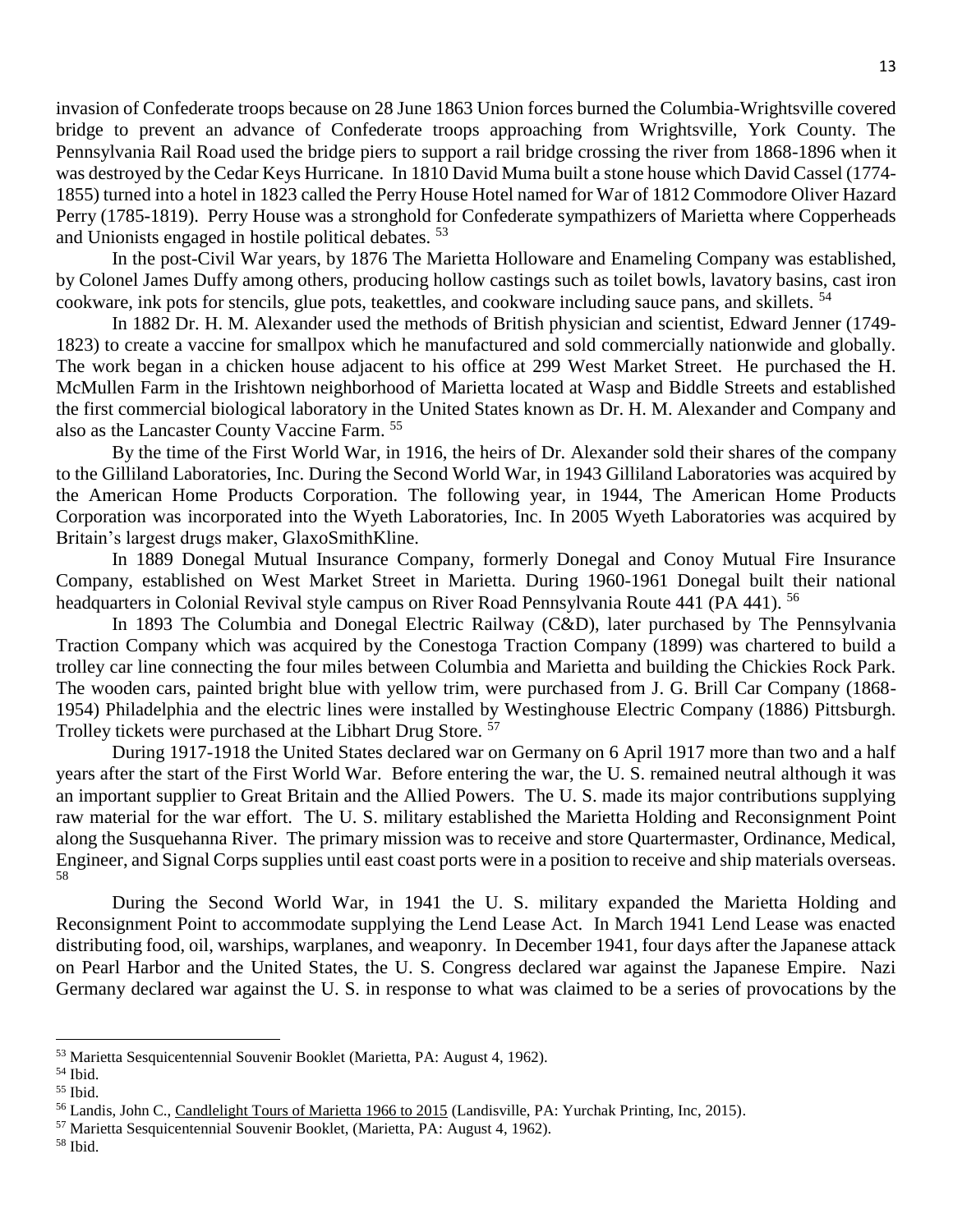invasion of Confederate troops because on 28 June 1863 Union forces burned the Columbia-Wrightsville covered bridge to prevent an advance of Confederate troops approaching from Wrightsville, York County. The Pennsylvania Rail Road used the bridge piers to support a rail bridge crossing the river from 1868-1896 when it was destroyed by the Cedar Keys Hurricane. In 1810 David Muma built a stone house which David Cassel (1774-1855) turned into a hotel in 1823 called the Perry House Hotel named for War of 1812 Commodore Oliver Hazard Perry (1785-1819). Perry House was a stronghold for Confederate sympathizers of Marietta where Copperheads and Unionists engaged in hostile political debates. [53]

In the post-Civil War years, by 1876 The Marietta Holloware and Enameling Company was established, by Colonel James Duffy among others, producing hollow castings such as toilet bowls, lavatory basins, cast iron cookware, ink pots for stencils, glue pots, teakettles, and cookware including sauce pans, and skillets. [54]

In 1882 Dr. H. M. Alexander used the methods of British physician and scientist, Edward Jenner (1749-1823) to create a vaccine for smallpox which he manufactured and sold commercially nationwide and globally. The work began in a chicken house adjacent to his office at 299 West Market Street. He purchased the H. McMullen Farm in the Irishtown neighborhood of Marietta located at Wasp and Biddle Streets and established the first commercial biological laboratory in the United States known as Dr. H. M. Alexander and Company and also as the Lancaster County Vaccine Farm. [55]

By the time of the First World War, in 1916, the heirs of Dr. Alexander sold their shares of the company to the Gilliland Laboratories, Inc. During the Second World War, in 1943 Gilliland Laboratories was acquired by the American Home Products Corporation. The following year, in 1944, The American Home Products Corporation was incorporated into the Wyeth Laboratories, Inc. In 2005 Wyeth Laboratories was acquired by Britain's largest drugs maker, GlaxoSmithKline.

In 1889 Donegal Mutual Insurance Company, formerly Donegal and Conoy Mutual Fire Insurance Company, established on West Market Street in Marietta. During 1960-1961 Donegal built their national headquarters in Colonial Revival style campus on River Road Pennsylvania Route 441 (PA 441). [56]

In 1893 The Columbia and Donegal Electric Railway (C&D), later purchased by The Pennsylvania Traction Company which was acquired by the Conestoga Traction Company (1899) was chartered to build a trolley car line connecting the four miles between Columbia and Marietta and building the Chickies Rock Park. The wooden cars, painted bright blue with yellow trim, were purchased from J. G. Brill Car Company (1868-1954) Philadelphia and the electric lines were installed by Westinghouse Electric Company (1886) Pittsburgh. Trolley tickets were purchased at the Libhart Drug Store. [57]

During 1917-1918 the United States declared war on Germany on 6 April 1917 more than two and a half years after the start of the First World War. Before entering the war, the U. S. remained neutral although it was an important supplier to Great Britain and the Allied Powers. The U. S. made its major contributions supplying raw material for the war effort. The U. S. military established the Marietta Holding and Reconsignment Point along the Susquehanna River. The primary mission was to receive and store Quartermaster, Ordinance, Medical, Engineer, and Signal Corps supplies until east coast ports were in a position to receive and ship materials overseas. [58]

During the Second World War, in 1941 the U. S. military expanded the Marietta Holding and Reconsignment Point to accommodate supplying the Lend Lease Act. In March 1941 Lend Lease was enacted distributing food, oil, warships, warplanes, and weaponry. In December 1941, four days after the Japanese attack on Pearl Harbor and the United States, the U. S. Congress declared war against the Japanese Empire. Nazi Germany declared war against the U. S. in response to what was claimed to be a series of provocations by the

---

[53] Marietta Sesquicentennial Souvenir Booklet (Marietta, PA: August 4, 1962).

[54] Ibid.

[55] Ibid.

[56] Landis, John C., Candlelight Tours of Marietta 1966 to 2015 (Landisville, PA: Yurchak Printing, Inc, 2015).

[57] Marietta Sesquicentennial Souvenir Booklet, (Marietta, PA: August 4, 1962).

[58] Ibid.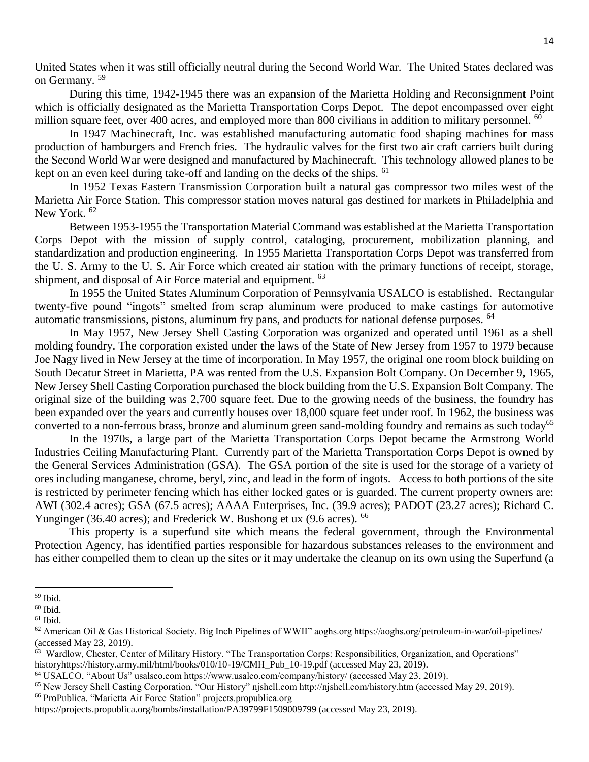United States when it was still officially neutral during the Second World War. The United States declared was on Germany. [59]

During this time, 1942-1945 there was an expansion of the Marietta Holding and Reconsignment Point which is officially designated as the Marietta Transportation Corps Depot. The depot encompassed over eight million square feet, over 400 acres, and employed more than 800 civilians in addition to military personnel. [60]

In 1947 Machinecraft, Inc. was established manufacturing automatic food shaping machines for mass production of hamburgers and French fries. The hydraulic valves for the first two air craft carriers built during the Second World War were designed and manufactured by Machinecraft. This technology allowed planes to be kept on an even keel during take-off and landing on the decks of the ships. [61]

In 1952 Texas Eastern Transmission Corporation built a natural gas compressor two miles west of the Marietta Air Force Station. This compressor station moves natural gas destined for markets in Philadelphia and New York. [62]

Between 1953-1955 the Transportation Material Command was established at the Marietta Transportation Corps Depot with the mission of supply control, cataloging, procurement, mobilization planning, and standardization and production engineering. In 1955 Marietta Transportation Corps Depot was transferred from the U. S. Army to the U. S. Air Force which created air station with the primary functions of receipt, storage, shipment, and disposal of Air Force material and equipment. [63]

In 1955 the United States Aluminum Corporation of Pennsylvania USALCO is established. Rectangular twenty-five pound "ingots" smelted from scrap aluminum were produced to make castings for automotive automatic transmissions, pistons, aluminum fry pans, and products for national defense purposes. [64]

In May 1957, New Jersey Shell Casting Corporation was organized and operated until 1961 as a shell molding foundry. The corporation existed under the laws of the State of New Jersey from 1957 to 1979 because Joe Nagy lived in New Jersey at the time of incorporation. In May 1957, the original one room block building on South Decatur Street in Marietta, PA was rented from the U.S. Expansion Bolt Company. On December 9, 1965, New Jersey Shell Casting Corporation purchased the block building from the U.S. Expansion Bolt Company. The original size of the building was 2,700 square feet. Due to the growing needs of the business, the foundry has been expanded over the years and currently houses over 18,000 square feet under roof. In 1962, the business was converted to a non-ferrous brass, bronze and aluminum green sand-molding foundry and remains as such today[65]

In the 1970s, a large part of the Marietta Transportation Corps Depot became the Armstrong World Industries Ceiling Manufacturing Plant. Currently part of the Marietta Transportation Corps Depot is owned by the General Services Administration (GSA). The GSA portion of the site is used for the storage of a variety of ores including manganese, chrome, beryl, zinc, and lead in the form of ingots. Access to both portions of the site is restricted by perimeter fencing which has either locked gates or is guarded. The current property owners are: AWI (302.4 acres); GSA (67.5 acres); AAAA Enterprises, Inc. (39.9 acres); PADOT (23.27 acres); Richard C. Yunginger (36.40 acres); and Frederick W. Bushong et ux (9.6 acres). [66]

This property is a superfund site which means the federal government, through the Environmental Protection Agency, has identified parties responsible for hazardous substances releases to the environment and has either compelled them to clean up the sites or it may undertake the cleanup on its own using the Superfund (a

---

[59] Ibid.

[60] Ibid.

[61] Ibid.

[62] American Oil & Gas Historical Society. Big Inch Pipelines of WWII" aoghs.org https://aoghs.org/petroleum-in-war/oil-pipelines/ (accessed May 23, 2019).

[63] Wardlow, Chester, Center of Military History. "The Transportation Corps: Responsibilities, Organization, and Operations" historyhttps://history.army.mil/html/books/010/10-19/CMH_Pub_10-19.pdf (accessed May 23, 2019).

[64] USALCO, "About Us" usalsco.com https://www.usalco.com/company/history/ (accessed May 23, 2019).

[65] New Jersey Shell Casting Corporation. "Our History" njshell.com http://njshell.com/history.htm (accessed May 29, 2019).

[66] ProPublica. "Marietta Air Force Station" projects.propublica.org https://projects.propublica.org/bombs/installation/PA39799F1509009799 (accessed May 23, 2019).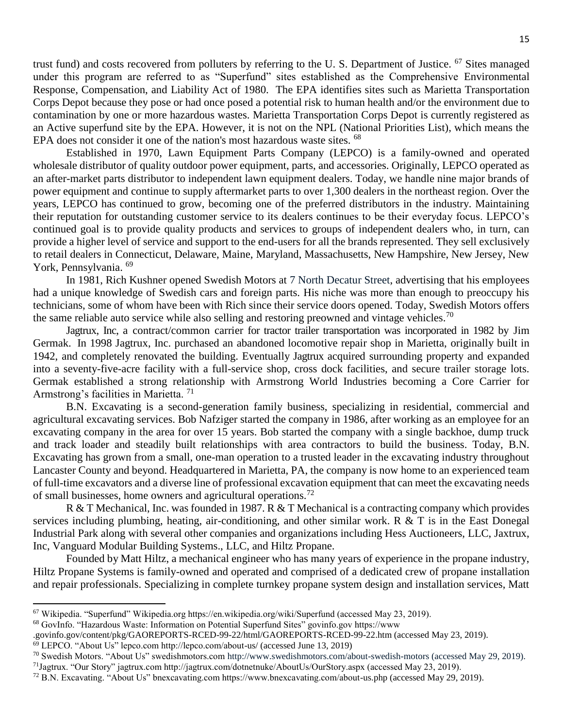trust fund) and costs recovered from polluters by referring to the U. S. Department of Justice. [67] Sites managed under this program are referred to as "Superfund" sites established as the Comprehensive Environmental Response, Compensation, and Liability Act of 1980. The EPA identifies sites such as Marietta Transportation Corps Depot because they pose or had once posed a potential risk to human health and/or the environment due to contamination by one or more hazardous wastes. Marietta Transportation Corps Depot is currently registered as an Active superfund site by the EPA. However, it is not on the NPL (National Priorities List), which means the EPA does not consider it one of the nation's most hazardous waste sites. [68]

Established in 1970, Lawn Equipment Parts Company (LEPCO) is a family-owned and operated wholesale distributor of quality outdoor power equipment, parts, and accessories. Originally, LEPCO operated as an after-market parts distributor to independent lawn equipment dealers. Today, we handle nine major brands of power equipment and continue to supply aftermarket parts to over 1,300 dealers in the northeast region. Over the years, LEPCO has continued to grow, becoming one of the preferred distributors in the industry. Maintaining their reputation for outstanding customer service to its dealers continues to be their everyday focus. LEPCO's continued goal is to provide quality products and services to groups of independent dealers who, in turn, can provide a higher level of service and support to the end-users for all the brands represented. They sell exclusively to retail dealers in Connecticut, Delaware, Maine, Maryland, Massachusetts, New Hampshire, New Jersey, New York, Pennsylvania. [69]

In 1981, Rich Kushner opened Swedish Motors at 7 North Decatur Street, advertising that his employees had a unique knowledge of Swedish cars and foreign parts. His niche was more than enough to preoccupy his technicians, some of whom have been with Rich since their service doors opened. Today, Swedish Motors offers the same reliable auto service while also selling and restoring preowned and vintage vehicles.[70]

Jagtrux, Inc, a contract/common carrier for tractor trailer transportation was incorporated in 1982 by Jim Germak. In 1998 Jagtrux, Inc. purchased an abandoned locomotive repair shop in Marietta, originally built in 1942, and completely renovated the building. Eventually Jagtrux acquired surrounding property and expanded into a seventy-five-acre facility with a full-service shop, cross dock facilities, and secure trailer storage lots. Germak established a strong relationship with Armstrong World Industries becoming a Core Carrier for Armstrong's facilities in Marietta. [71]

B.N. Excavating is a second-generation family business, specializing in residential, commercial and agricultural excavating services. Bob Nafziger started the company in 1986, after working as an employee for an excavating company in the area for over 15 years. Bob started the company with a single backhoe, dump truck and track loader and steadily built relationships with area contractors to build the business. Today, B.N. Excavating has grown from a small, one-man operation to a trusted leader in the excavating industry throughout Lancaster County and beyond. Headquartered in Marietta, PA, the company is now home to an experienced team of full-time excavators and a diverse line of professional excavation equipment that can meet the excavating needs of small businesses, home owners and agricultural operations.[72]

R & T Mechanical, Inc. was founded in 1987. R & T Mechanical is a contracting company which provides services including plumbing, heating, air-conditioning, and other similar work. R & T is in the East Donegal Industrial Park along with several other companies and organizations including Hess Auctioneers, LLC, Jaxtrux, Inc, Vanguard Modular Building Systems., LLC, and Hiltz Propane.

Founded by Matt Hiltz, a mechanical engineer who has many years of experience in the propane industry, Hiltz Propane Systems is family-owned and operated and comprised of a dedicated crew of propane installation and repair professionals. Specializing in complete turnkey propane system design and installation services, Matt

---

[67] Wikipedia. "Superfund" Wikipedia.org https://en.wikipedia.org/wiki/Superfund (accessed May 23, 2019).

[68] GovInfo. "Hazardous Waste: Information on Potential Superfund Sites" govinfo.gov https://www .govinfo.gov/content/pkg/GAOREPORTS-RCED-99-22/html/GAOREPORTS-RCED-99-22.htm (accessed May 23, 2019).

[69] LEPCO. "About Us" lepco.com http://lepco.com/about-us/ (accessed June 13, 2019)

[70] Swedish Motors. "About Us" swedishmotors.com http://www.swedishmotors.com/about-swedish-motors (accessed May 29, 2019).

[71] Jagtrux. "Our Story" jagtrux.com http://jagtrux.com/dotnetnuke/AboutUs/OurStory.aspx (accessed May 23, 2019).

[72] B.N. Excavating. "About Us" bnexcavating.com https://www.bnexcavating.com/about-us.php (accessed May 29, 2019).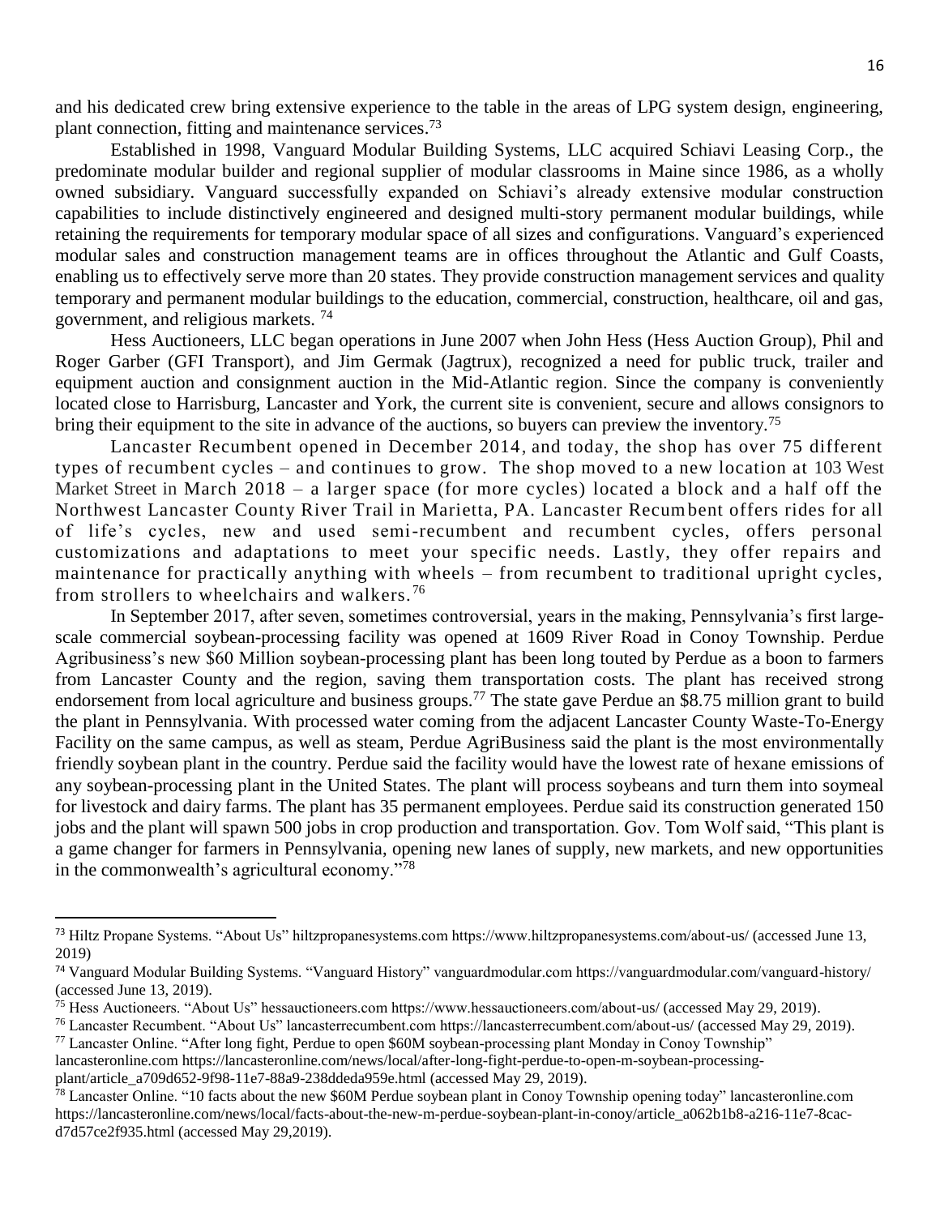and his dedicated crew bring extensive experience to the table in the areas of LPG system design, engineering, plant connection, fitting and maintenance services.[73]

Established in 1998, Vanguard Modular Building Systems, LLC acquired Schiavi Leasing Corp., the predominate modular builder and regional supplier of modular classrooms in Maine since 1986, as a wholly owned subsidiary. Vanguard successfully expanded on Schiavi's already extensive modular construction capabilities to include distinctively engineered and designed multi-story permanent modular buildings, while retaining the requirements for temporary modular space of all sizes and configurations. Vanguard's experienced modular sales and construction management teams are in offices throughout the Atlantic and Gulf Coasts, enabling us to effectively serve more than 20 states. They provide construction management services and quality temporary and permanent modular buildings to the education, commercial, construction, healthcare, oil and gas, government, and religious markets. [74]

Hess Auctioneers, LLC began operations in June 2007 when John Hess (Hess Auction Group), Phil and Roger Garber (GFI Transport), and Jim Germak (Jagtrux), recognized a need for public truck, trailer and equipment auction and consignment auction in the Mid-Atlantic region. Since the company is conveniently located close to Harrisburg, Lancaster and York, the current site is convenient, secure and allows consignors to bring their equipment to the site in advance of the auctions, so buyers can preview the inventory.[75]

Lancaster Recumbent opened in December 2014, and today, the shop has over 75 different types of recumbent cycles – and continues to grow. The shop moved to a new location at 103 West Market Street in March 2018 – a larger space (for more cycles) located a block and a half off the Northwest Lancaster County River Trail in Marietta, PA. Lancaster Recumbent offers rides for all of life's cycles, new and used semi-recumbent and recumbent cycles, offers personal customizations and adaptations to meet your specific needs. Lastly, they offer repairs and maintenance for practically anything with wheels – from recumbent to traditional upright cycles, from strollers to wheelchairs and walkers.[76]

In September 2017, after seven, sometimes controversial, years in the making, Pennsylvania's first large-scale commercial soybean-processing facility was opened at 1609 River Road in Conoy Township. Perdue Agribusiness's new $60 Million soybean-processing plant has been long touted by Perdue as a boon to farmers from Lancaster County and the region, saving them transportation costs. The plant has received strong endorsement from local agriculture and business groups.[77] The state gave Perdue an $8.75 million grant to build the plant in Pennsylvania. With processed water coming from the adjacent Lancaster County Waste-To-Energy Facility on the same campus, as well as steam, Perdue AgriBusiness said the plant is the most environmentally friendly soybean plant in the country. Perdue said the facility would have the lowest rate of hexane emissions of any soybean-processing plant in the United States. The plant will process soybeans and turn them into soymeal for livestock and dairy farms. The plant has 35 permanent employees. Perdue said its construction generated 150 jobs and the plant will spawn 500 jobs in crop production and transportation. Gov. Tom Wolf said, "This plant is a game changer for farmers in Pennsylvania, opening new lanes of supply, new markets, and new opportunities in the commonwealth's agricultural economy."[78]

---

[73] Hiltz Propane Systems. "About Us" hiltzpropanesystems.com https://www.hiltzpropanesystems.com/about-us/ (accessed June 13, 2019)

[74] Vanguard Modular Building Systems. "Vanguard History" vanguardmodular.com https://vanguardmodular.com/vanguard-history/ (accessed June 13, 2019).

[75] Hess Auctioneers. "About Us" hessauctioneers.com https://www.hessauctioneers.com/about-us/ (accessed May 29, 2019).

[76] Lancaster Recumbent. "About Us" lancasterrecumbent.com https://lancasterrecumbent.com/about-us/ (accessed May 29, 2019).

[77] Lancaster Online. "After long fight, Perdue to open $60M soybean-processing plant Monday in Conoy Township" lancasteronline.com https://lancasteronline.com/news/local/after-long-fight-perdue-to-open-m-soybean-processing-plant/article_a709d652-9f98-11e7-88a9-238ddeda959e.html (accessed May 29, 2019).

[78] Lancaster Online. "10 facts about the new $60M Perdue soybean plant in Conoy Township opening today" lancasteronline.com https://lancasteronline.com/news/local/facts-about-the-new-m-perdue-soybean-plant-in-conoy/article_a062b1b8-a216-11e7-8cac-d7d57ce2f935.html (accessed May 29,2019).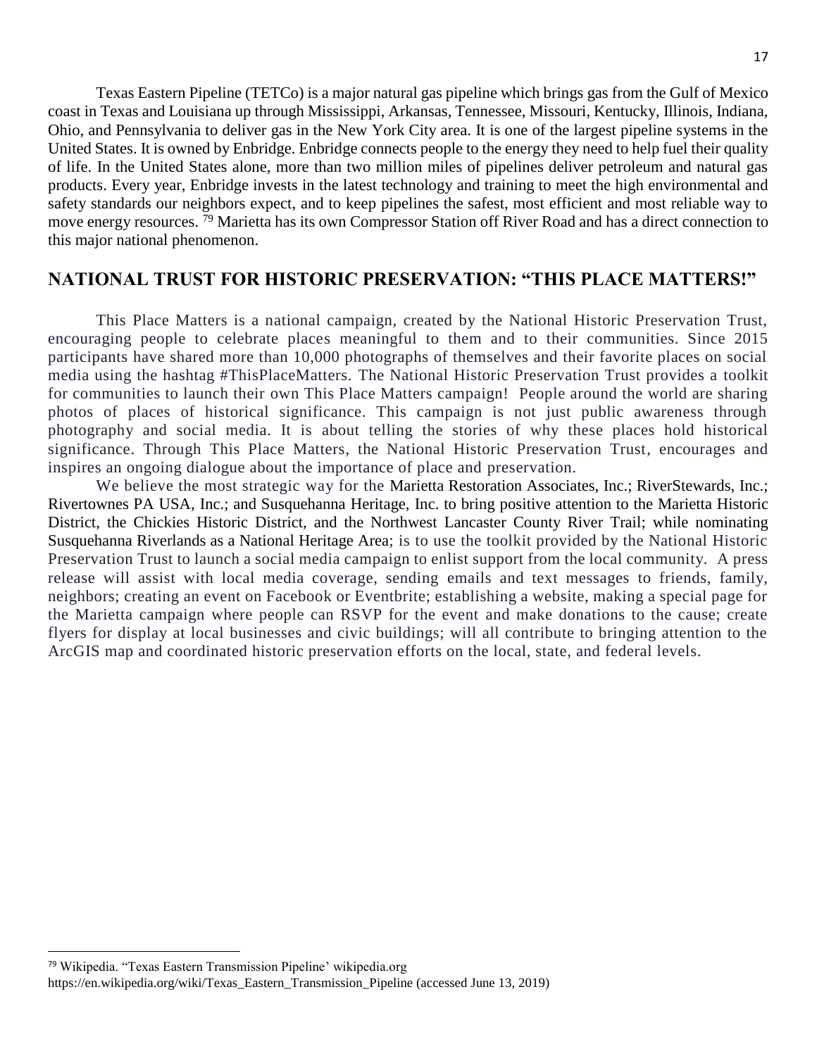Texas Eastern Pipeline (TETCo) is a major natural gas pipeline which brings gas from the Gulf of Mexico coast in Texas and Louisiana up through Mississippi, Arkansas, Tennessee, Missouri, Kentucky, Illinois, Indiana, Ohio, and Pennsylvania to deliver gas in the New York City area. It is one of the largest pipeline systems in the United States. It is owned by Enbridge. Enbridge connects people to the energy they need to help fuel their quality of life. In the United States alone, more than two million miles of pipelines deliver petroleum and natural gas products. Every year, Enbridge invests in the latest technology and training to meet the high environmental and safety standards our neighbors expect, and to keep pipelines the safest, most efficient and most reliable way to move energy resources. [79] Marietta has its own Compressor Station off River Road and has a direct connection to this major national phenomenon.

## NATIONAL TRUST FOR HISTORIC PRESERVATION: "THIS PLACE MATTERS!"

This Place Matters is a national campaign, created by the National Historic Preservation Trust, encouraging people to celebrate places meaningful to them and to their communities. Since 2015 participants have shared more than 10,000 photographs of themselves and their favorite places on social media using the hashtag #ThisPlaceMatters. The National Historic Preservation Trust provides a toolkit for communities to launch their own This Place Matters campaign! People around the world are sharing photos of places of historical significance. This campaign is not just public awareness through photography and social media. It is about telling the stories of why these places hold historical significance. Through This Place Matters, the National Historic Preservation Trust, encourages and inspires an ongoing dialogue about the importance of place and preservation.

We believe the most strategic way for the Marietta Restoration Associates, Inc.; RiverStewards, Inc.; Rivertownes PA USA, Inc.; and Susquehanna Heritage, Inc. to bring positive attention to the Marietta Historic District, the Chickies Historic District, and the Northwest Lancaster County River Trail; while nominating Susquehanna Riverlands as a National Heritage Area; is to use the toolkit provided by the National Historic Preservation Trust to launch a social media campaign to enlist support from the local community. A press release will assist with local media coverage, sending emails and text messages to friends, family, neighbors; creating an event on Facebook or Eventbrite; establishing a website, making a special page for the Marietta campaign where people can RSVP for the event and make donations to the cause; create flyers for display at local businesses and civic buildings; will all contribute to bringing attention to the ArcGIS map and coordinated historic preservation efforts on the local, state, and federal levels.

---

[79] Wikipedia. "Texas Eastern Transmission Pipeline' wikipedia.org https://en.wikipedia.org/wiki/Texas_Eastern_Transmission_Pipeline (accessed June 13, 2019)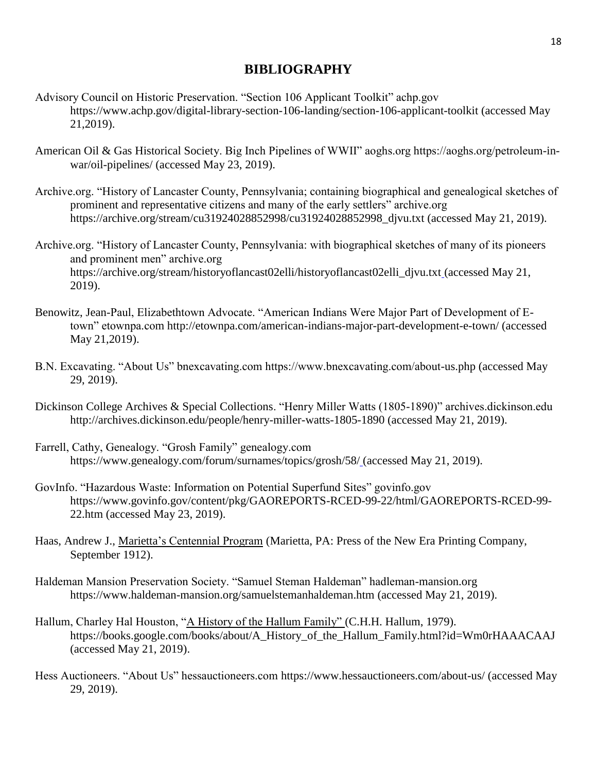# BIBLIOGRAPHY

Advisory Council on Historic Preservation. “Section 106 Applicant Toolkit” achp.gov https://www.achp.gov/digital-library-section-106-landing/section-106-applicant-toolkit (accessed May 21,2019).

American Oil & Gas Historical Society. Big Inch Pipelines of WWII” aoghs.org https://aoghs.org/petroleum-in-war/oil-pipelines/ (accessed May 23, 2019).

Archive.org. “History of Lancaster County, Pennsylvania; containing biographical and genealogical sketches of prominent and representative citizens and many of the early settlers” archive.org https://archive.org/stream/cu31924028852998/cu31924028852998_djvu.txt (accessed May 21, 2019).

Archive.org. “History of Lancaster County, Pennsylvania: with biographical sketches of many of its pioneers and prominent men” archive.org https://archive.org/stream/historyoflancast02elli/historyoflancast02elli_djvu.txt (accessed May 21, 2019).

Benowitz, Jean-Paul, Elizabethtown Advocate. “American Indians Were Major Part of Development of E-town” etownpa.com http://etownpa.com/american-indians-major-part-development-e-town/ (accessed May 21,2019).

B.N. Excavating. “About Us” bnexcavating.com https://www.bnexcavating.com/about-us.php (accessed May 29, 2019).

Dickinson College Archives & Special Collections. “Henry Miller Watts (1805-1890)” archives.dickinson.edu http://archives.dickinson.edu/people/henry-miller-watts-1805-1890 (accessed May 21, 2019).

Farrell, Cathy, Genealogy. “Grosh Family” genealogy.com https://www.genealogy.com/forum/surnames/topics/grosh/58/ (accessed May 21, 2019).

GovInfo. “Hazardous Waste: Information on Potential Superfund Sites” govinfo.gov https://www.govinfo.gov/content/pkg/GAOREPORTS-RCED-99-22/html/GAOREPORTS-RCED-99-22.htm (accessed May 23, 2019).

Haas, Andrew J., Marietta’s Centennial Program (Marietta, PA: Press of the New Era Printing Company, September 1912).

Haldeman Mansion Preservation Society. “Samuel Steman Haldeman” hadleman-mansion.org https://www.haldeman-mansion.org/samuelstemanhaldeman.htm (accessed May 21, 2019).

Hallum, Charley Hal Houston, “A History of the Hallum Family” (C.H.H. Hallum, 1979). https://books.google.com/books/about/A_History_of_the_Hallum_Family.html?id=Wm0rHAAACAAJ (accessed May 21, 2019).

Hess Auctioneers. “About Us” hessauctioneers.com https://www.hessauctioneers.com/about-us/ (accessed May 29, 2019).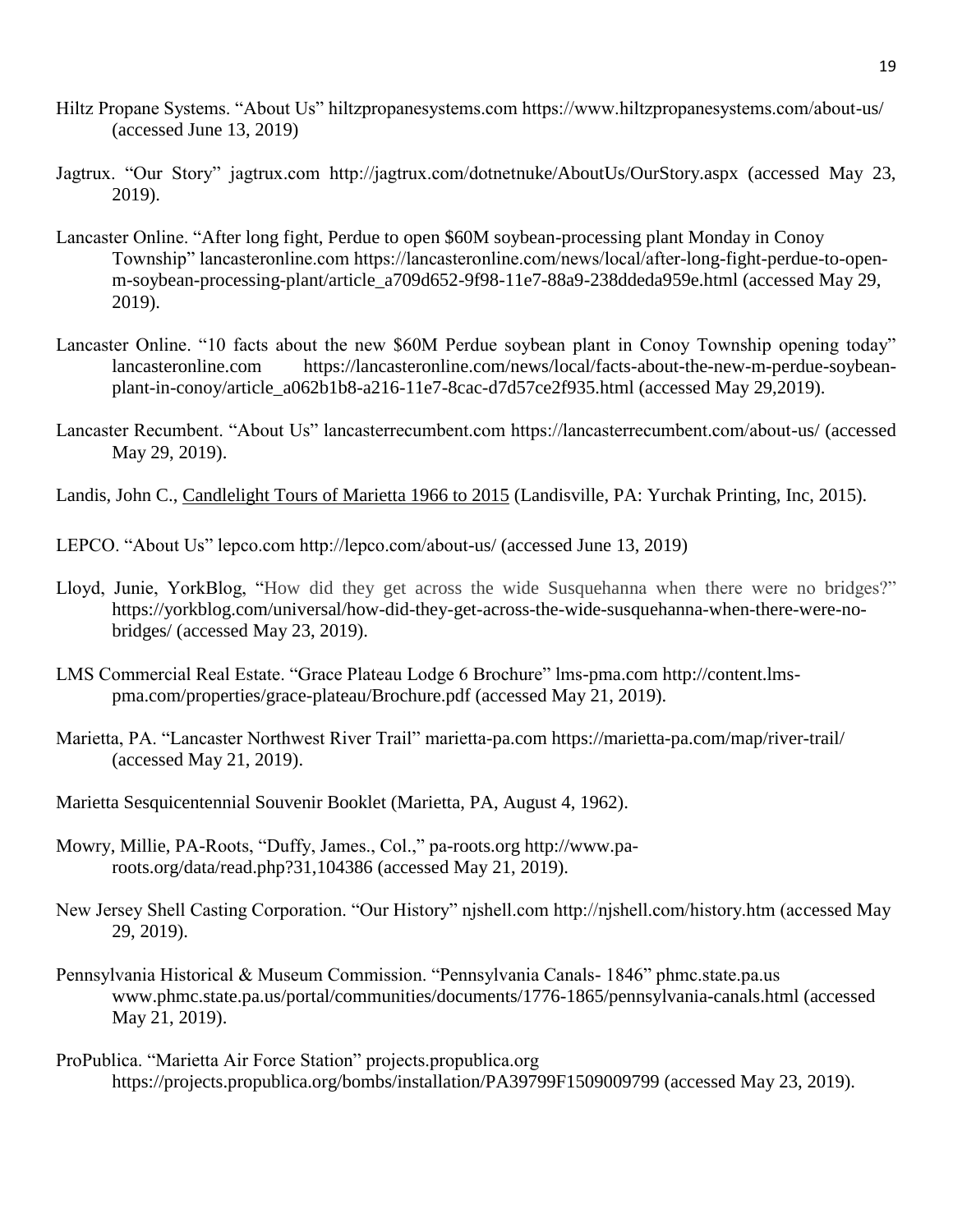Hiltz Propane Systems. “About Us” hiltzpropanesystems.com https://www.hiltzpropanesystems.com/about-us/ (accessed June 13, 2019)

Jagtrux. “Our Story” jagtrux.com http://jagtrux.com/dotnetnuke/AboutUs/OurStory.aspx (accessed May 23, 2019).

Lancaster Online. “After long fight, Perdue to open $60M soybean-processing plant Monday in Conoy Township” lancasteronline.com https://lancasteronline.com/news/local/after-long-fight-perdue-to-open-m-soybean-processing-plant/article_a709d652-9f98-11e7-88a9-238ddeda959e.html (accessed May 29, 2019).

Lancaster Online. “10 facts about the new $60M Perdue soybean plant in Conoy Township opening today” lancasteronline.com https://lancasteronline.com/news/local/facts-about-the-new-m-perdue-soybean-plant-in-conoy/article_a062b1b8-a216-11e7-8cac-d7d57ce2f935.html (accessed May 29,2019).

Lancaster Recumbent. “About Us” lancasterrecumbent.com https://lancasterrecumbent.com/about-us/ (accessed May 29, 2019).

Landis, John C., Candlelight Tours of Marietta 1966 to 2015 (Landisville, PA: Yurchak Printing, Inc, 2015).

LEPCO. “About Us” lepco.com http://lepco.com/about-us/ (accessed June 13, 2019)

Lloyd, Junie, YorkBlog, “How did they get across the wide Susquehanna when there were no bridges?” https://yorkblog.com/universal/how-did-they-get-across-the-wide-susquehanna-when-there-were-no-bridges/ (accessed May 23, 2019).

LMS Commercial Real Estate. “Grace Plateau Lodge 6 Brochure” lms-pma.com http://content.lms-pma.com/properties/grace-plateau/Brochure.pdf (accessed May 21, 2019).

Marietta, PA. “Lancaster Northwest River Trail” marietta-pa.com https://marietta-pa.com/map/river-trail/ (accessed May 21, 2019).

Marietta Sesquicentennial Souvenir Booklet (Marietta, PA, August 4, 1962).

Mowry, Millie, PA-Roots, “Duffy, James., Col.,” pa-roots.org http://www.pa-roots.org/data/read.php?31,104386 (accessed May 21, 2019).

New Jersey Shell Casting Corporation. “Our History” njshell.com http://njshell.com/history.htm (accessed May 29, 2019).

Pennsylvania Historical & Museum Commission. “Pennsylvania Canals- 1846” phmc.state.pa.us www.phmc.state.pa.us/portal/communities/documents/1776-1865/pennsylvania-canals.html (accessed May 21, 2019).

ProPublica. “Marietta Air Force Station” projects.propublica.org https://projects.propublica.org/bombs/installation/PA39799F1509009799 (accessed May 23, 2019).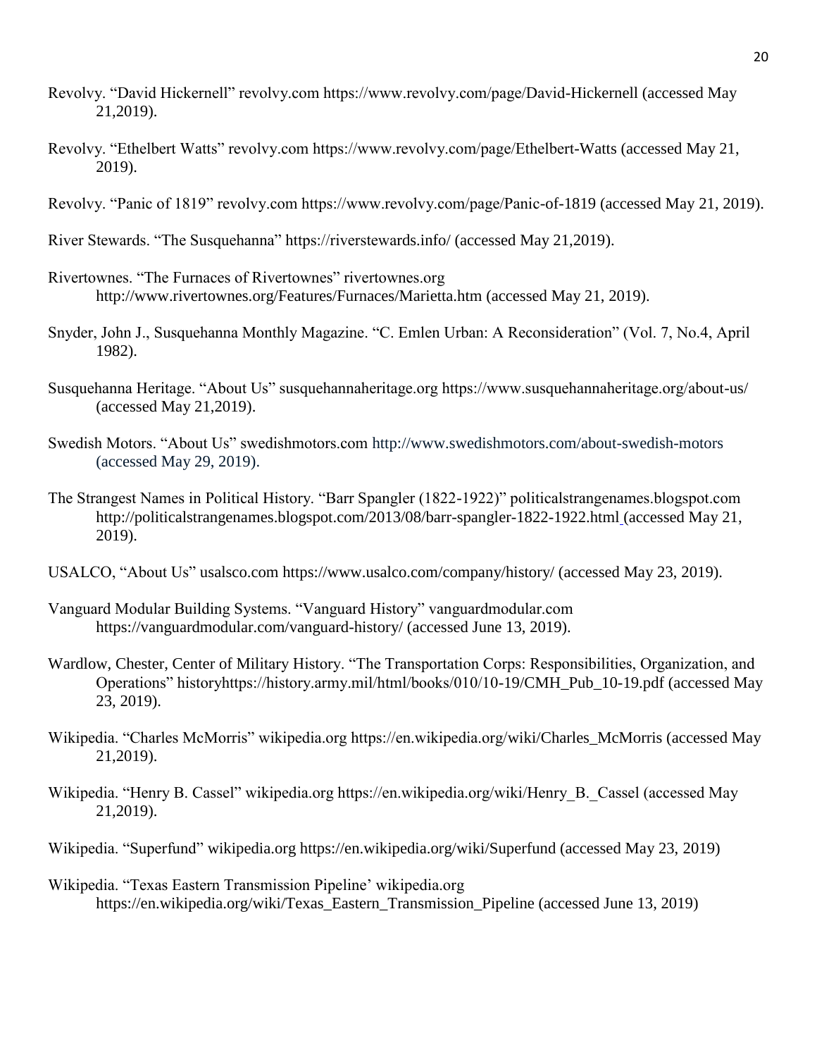Revolvy. “David Hickernell” revolvy.com https://www.revolvy.com/page/David-Hickernell (accessed May 21,2019).

Revolvy. “Ethelbert Watts” revolvy.com https://www.revolvy.com/page/Ethelbert-Watts (accessed May 21, 2019).

Revolvy. “Panic of 1819” revolvy.com https://www.revolvy.com/page/Panic-of-1819 (accessed May 21, 2019).

River Stewards. “The Susquehanna” https://riverstewards.info/ (accessed May 21,2019).

Rivertownes. “The Furnaces of Rivertownes” rivertownes.org http://www.rivertownes.org/Features/Furnaces/Marietta.htm (accessed May 21, 2019).

Snyder, John J., Susquehanna Monthly Magazine. “C. Emlen Urban: A Reconsideration” (Vol. 7, No.4, April 1982).

Susquehanna Heritage. “About Us” susquehannaheritage.org https://www.susquehannaheritage.org/about-us/ (accessed May 21,2019).

Swedish Motors. “About Us” swedishmotors.com http://www.swedishmotors.com/about-swedish-motors (accessed May 29, 2019).

The Strangest Names in Political History. “Barr Spangler (1822-1922)” politicalstrangenames.blogspot.com http://politicalstrangenames.blogspot.com/2013/08/barr-spangler-1822-1922.html (accessed May 21, 2019).

USALCO, “About Us” usalsco.com https://www.usalco.com/company/history/ (accessed May 23, 2019).

Vanguard Modular Building Systems. “Vanguard History” vanguardmodular.com https://vanguardmodular.com/vanguard-history/ (accessed June 13, 2019).

Wardlow, Chester, Center of Military History. “The Transportation Corps: Responsibilities, Organization, and Operations” historyhttps://history.army.mil/html/books/010/10-19/CMH_Pub_10-19.pdf (accessed May 23, 2019).

Wikipedia. “Charles McMorris” wikipedia.org https://en.wikipedia.org/wiki/Charles_McMorris (accessed May 21,2019).

Wikipedia. “Henry B. Cassel” wikipedia.org https://en.wikipedia.org/wiki/Henry_B._Cassel (accessed May 21,2019).

Wikipedia. “Superfund” wikipedia.org https://en.wikipedia.org/wiki/Superfund (accessed May 23, 2019)

Wikipedia. “Texas Eastern Transmission Pipeline’ wikipedia.org https://en.wikipedia.org/wiki/Texas_Eastern_Transmission_Pipeline (accessed June 13, 2019)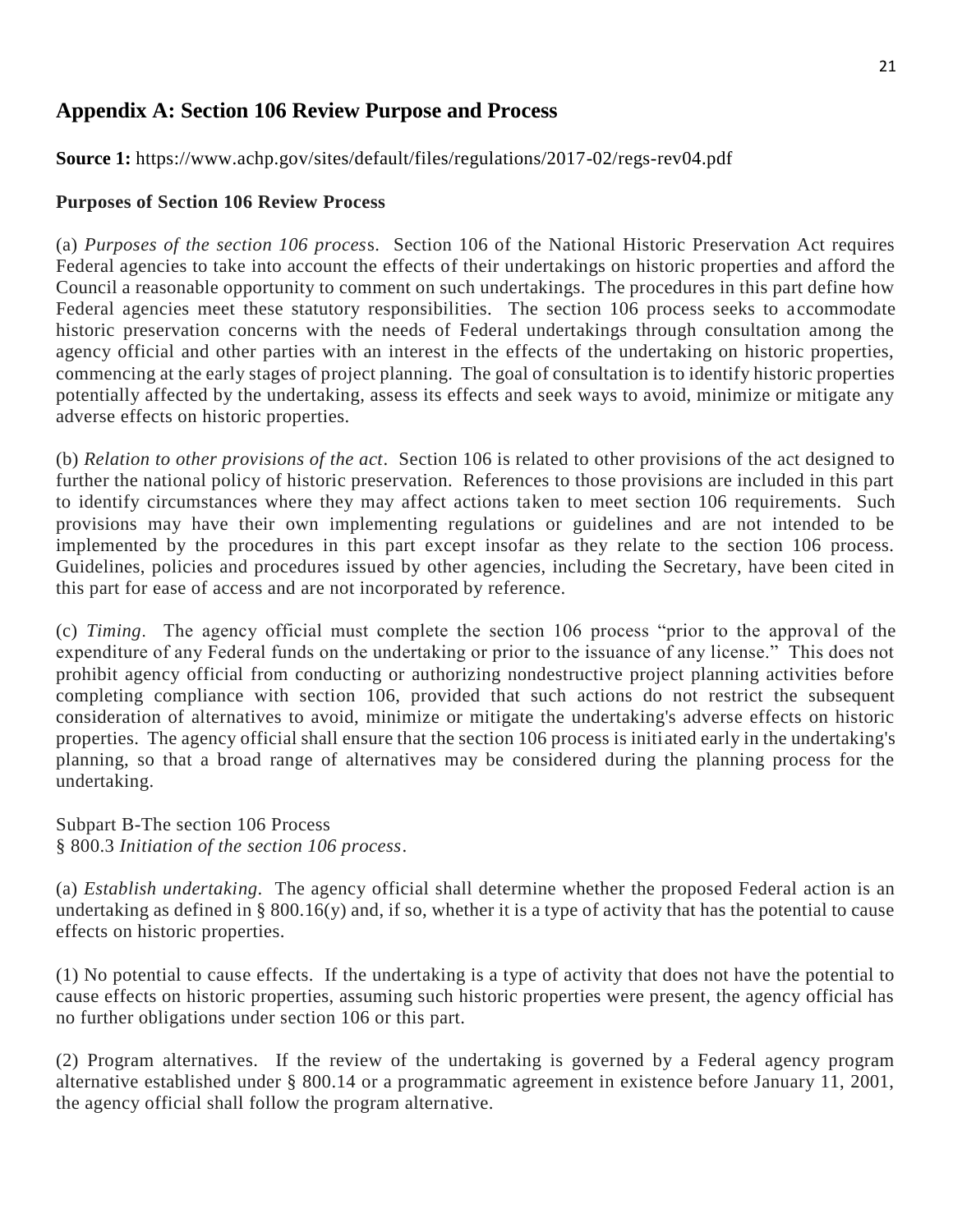## Appendix A: Section 106 Review Purpose and Process

**Source 1:** https://www.achp.gov/sites/default/files/regulations/2017-02/regs-rev04.pdf

**Purposes of Section 106 Review Process**

(a) *Purposes of the section 106 process*. Section 106 of the National Historic Preservation Act requires Federal agencies to take into account the effects of their undertakings on historic properties and afford the Council a reasonable opportunity to comment on such undertakings. The procedures in this part define how Federal agencies meet these statutory responsibilities. The section 106 process seeks to accommodate historic preservation concerns with the needs of Federal undertakings through consultation among the agency official and other parties with an interest in the effects of the undertaking on historic properties, commencing at the early stages of project planning. The goal of consultation is to identify historic properties potentially affected by the undertaking, assess its effects and seek ways to avoid, minimize or mitigate any adverse effects on historic properties.

(b) *Relation to other provisions of the act*. Section 106 is related to other provisions of the act designed to further the national policy of historic preservation. References to those provisions are included in this part to identify circumstances where they may affect actions taken to meet section 106 requirements. Such provisions may have their own implementing regulations or guidelines and are not intended to be implemented by the procedures in this part except insofar as they relate to the section 106 process. Guidelines, policies and procedures issued by other agencies, including the Secretary, have been cited in this part for ease of access and are not incorporated by reference.

(c) *Timing*. The agency official must complete the section 106 process "prior to the approval of the expenditure of any Federal funds on the undertaking or prior to the issuance of any license." This does not prohibit agency official from conducting or authorizing nondestructive project planning activities before completing compliance with section 106, provided that such actions do not restrict the subsequent consideration of alternatives to avoid, minimize or mitigate the undertaking's adverse effects on historic properties. The agency official shall ensure that the section 106 process is initiated early in the undertaking's planning, so that a broad range of alternatives may be considered during the planning process for the undertaking.

Subpart B-The section 106 Process
§ 800.3 *Initiation of the section 106 process*.

(a) *Establish undertaking*. The agency official shall determine whether the proposed Federal action is an undertaking as defined in § 800.16(y) and, if so, whether it is a type of activity that has the potential to cause effects on historic properties.

(1) No potential to cause effects. If the undertaking is a type of activity that does not have the potential to cause effects on historic properties, assuming such historic properties were present, the agency official has no further obligations under section 106 or this part.

(2) Program alternatives. If the review of the undertaking is governed by a Federal agency program alternative established under § 800.14 or a programmatic agreement in existence before January 11, 2001, the agency official shall follow the program alternative.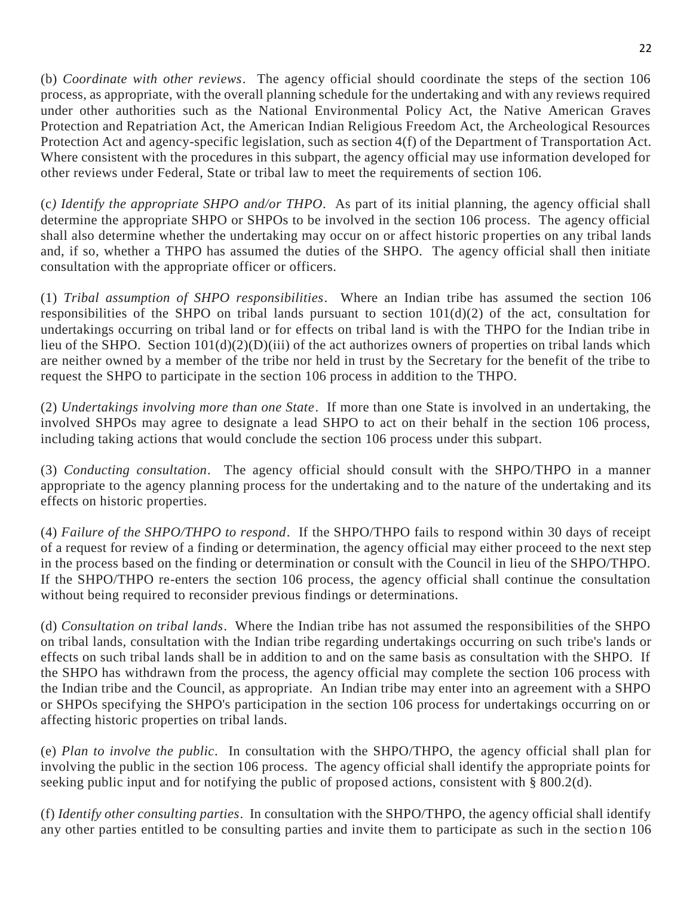(b) *Coordinate with other reviews*. The agency official should coordinate the steps of the section 106 process, as appropriate, with the overall planning schedule for the undertaking and with any reviews required under other authorities such as the National Environmental Policy Act, the Native American Graves Protection and Repatriation Act, the American Indian Religious Freedom Act, the Archeological Resources Protection Act and agency-specific legislation, such as section 4(f) of the Department of Transportation Act. Where consistent with the procedures in this subpart, the agency official may use information developed for other reviews under Federal, State or tribal law to meet the requirements of section 106.

(c) *Identify the appropriate SHPO and/or THPO*. As part of its initial planning, the agency official shall determine the appropriate SHPO or SHPOs to be involved in the section 106 process. The agency official shall also determine whether the undertaking may occur on or affect historic properties on any tribal lands and, if so, whether a THPO has assumed the duties of the SHPO. The agency official shall then initiate consultation with the appropriate officer or officers.

(1) *Tribal assumption of SHPO responsibilities*. Where an Indian tribe has assumed the section 106 responsibilities of the SHPO on tribal lands pursuant to section 101(d)(2) of the act, consultation for undertakings occurring on tribal land or for effects on tribal land is with the THPO for the Indian tribe in lieu of the SHPO. Section 101(d)(2)(D)(iii) of the act authorizes owners of properties on tribal lands which are neither owned by a member of the tribe nor held in trust by the Secretary for the benefit of the tribe to request the SHPO to participate in the section 106 process in addition to the THPO.

(2) *Undertakings involving more than one State*. If more than one State is involved in an undertaking, the involved SHPOs may agree to designate a lead SHPO to act on their behalf in the section 106 process, including taking actions that would conclude the section 106 process under this subpart.

(3) *Conducting consultation*. The agency official should consult with the SHPO/THPO in a manner appropriate to the agency planning process for the undertaking and to the nature of the undertaking and its effects on historic properties.

(4) *Failure of the SHPO/THPO to respond*. If the SHPO/THPO fails to respond within 30 days of receipt of a request for review of a finding or determination, the agency official may either proceed to the next step in the process based on the finding or determination or consult with the Council in lieu of the SHPO/THPO. If the SHPO/THPO re-enters the section 106 process, the agency official shall continue the consultation without being required to reconsider previous findings or determinations.

(d) *Consultation on tribal lands*. Where the Indian tribe has not assumed the responsibilities of the SHPO on tribal lands, consultation with the Indian tribe regarding undertakings occurring on such tribe's lands or effects on such tribal lands shall be in addition to and on the same basis as consultation with the SHPO. If the SHPO has withdrawn from the process, the agency official may complete the section 106 process with the Indian tribe and the Council, as appropriate. An Indian tribe may enter into an agreement with a SHPO or SHPOs specifying the SHPO's participation in the section 106 process for undertakings occurring on or affecting historic properties on tribal lands.

(e) *Plan to involve the public*. In consultation with the SHPO/THPO, the agency official shall plan for involving the public in the section 106 process. The agency official shall identify the appropriate points for seeking public input and for notifying the public of proposed actions, consistent with § 800.2(d).

(f) *Identify other consulting parties*. In consultation with the SHPO/THPO, the agency official shall identify any other parties entitled to be consulting parties and invite them to participate as such in the section 106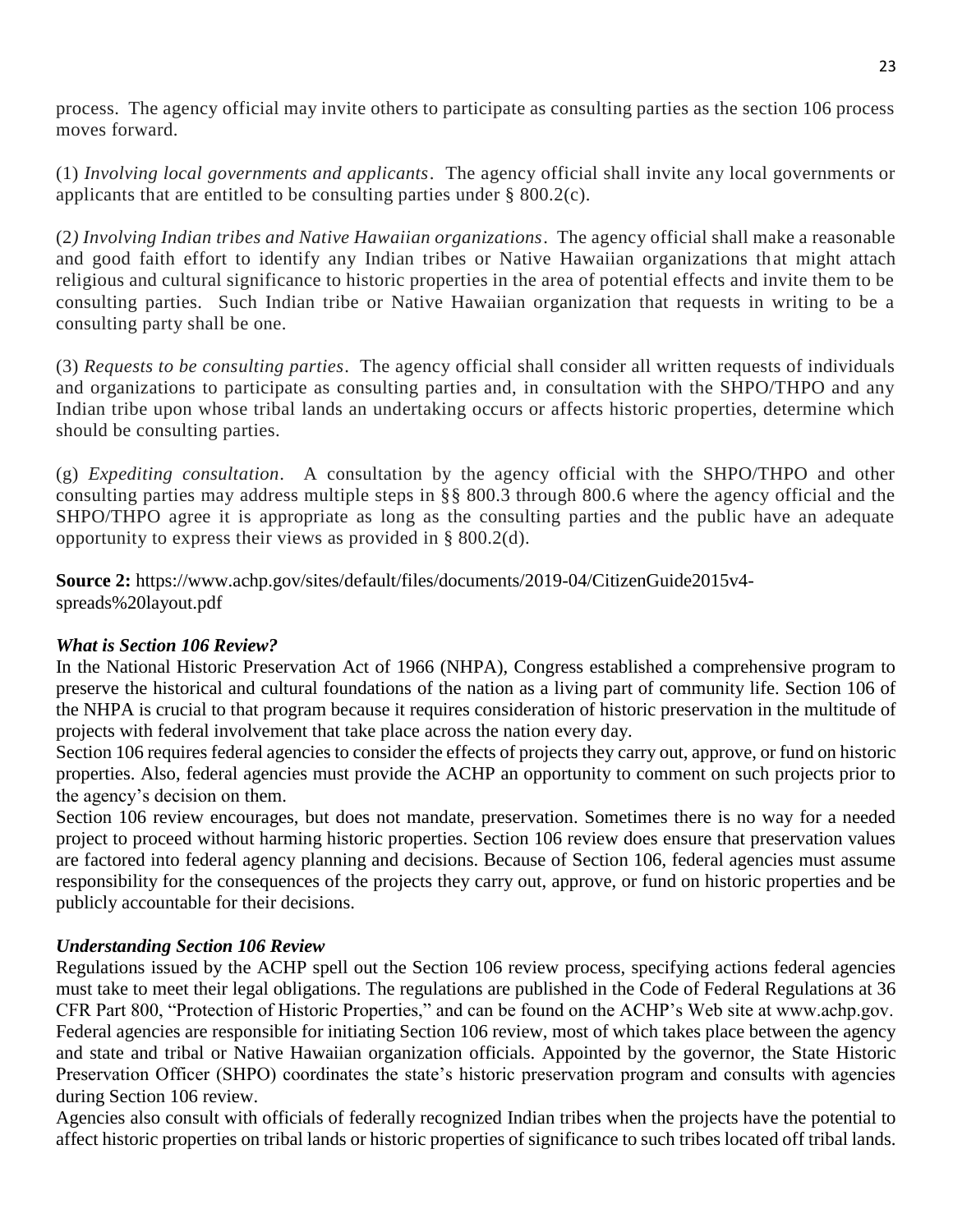process. The agency official may invite others to participate as consulting parties as the section 106 process moves forward.

(1) *Involving local governments and applicants*. The agency official shall invite any local governments or applicants that are entitled to be consulting parties under § 800.2(c).

(2*) Involving Indian tribes and Native Hawaiian organizations*. The agency official shall make a reasonable and good faith effort to identify any Indian tribes or Native Hawaiian organizations that might attach religious and cultural significance to historic properties in the area of potential effects and invite them to be consulting parties. Such Indian tribe or Native Hawaiian organization that requests in writing to be a consulting party shall be one.

(3) *Requests to be consulting parties*. The agency official shall consider all written requests of individuals and organizations to participate as consulting parties and, in consultation with the SHPO/THPO and any Indian tribe upon whose tribal lands an undertaking occurs or affects historic properties, determine which should be consulting parties.

(g) *Expediting consultation*. A consultation by the agency official with the SHPO/THPO and other consulting parties may address multiple steps in §§ 800.3 through 800.6 where the agency official and the SHPO/THPO agree it is appropriate as long as the consulting parties and the public have an adequate opportunity to express their views as provided in § 800.2(d).

**Source 2:** https://www.achp.gov/sites/default/files/documents/2019-04/CitizenGuide2015v4-spreads%20layout.pdf

***What is Section 106 Review?***

In the National Historic Preservation Act of 1966 (NHPA), Congress established a comprehensive program to preserve the historical and cultural foundations of the nation as a living part of community life. Section 106 of the NHPA is crucial to that program because it requires consideration of historic preservation in the multitude of projects with federal involvement that take place across the nation every day.

Section 106 requires federal agencies to consider the effects of projects they carry out, approve, or fund on historic properties. Also, federal agencies must provide the ACHP an opportunity to comment on such projects prior to the agency's decision on them.

Section 106 review encourages, but does not mandate, preservation. Sometimes there is no way for a needed project to proceed without harming historic properties. Section 106 review does ensure that preservation values are factored into federal agency planning and decisions. Because of Section 106, federal agencies must assume responsibility for the consequences of the projects they carry out, approve, or fund on historic properties and be publicly accountable for their decisions.

***Understanding Section 106 Review***

Regulations issued by the ACHP spell out the Section 106 review process, specifying actions federal agencies must take to meet their legal obligations. The regulations are published in the Code of Federal Regulations at 36 CFR Part 800, "Protection of Historic Properties," and can be found on the ACHP's Web site at www.achp.gov.

Federal agencies are responsible for initiating Section 106 review, most of which takes place between the agency and state and tribal or Native Hawaiian organization officials. Appointed by the governor, the State Historic Preservation Officer (SHPO) coordinates the state's historic preservation program and consults with agencies during Section 106 review.

Agencies also consult with officials of federally recognized Indian tribes when the projects have the potential to affect historic properties on tribal lands or historic properties of significance to such tribes located off tribal lands.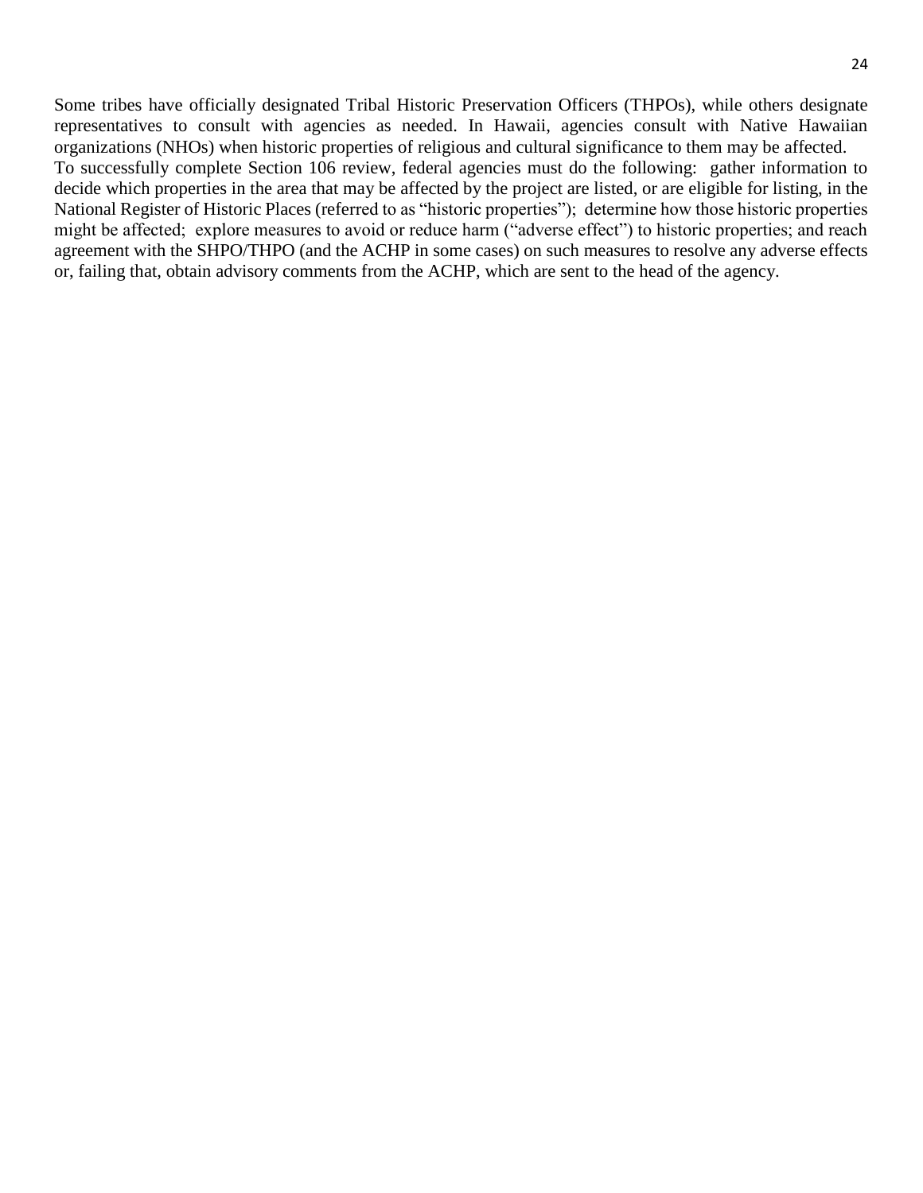Some tribes have officially designated Tribal Historic Preservation Officers (THPOs), while others designate representatives to consult with agencies as needed. In Hawaii, agencies consult with Native Hawaiian organizations (NHOs) when historic properties of religious and cultural significance to them may be affected.

To successfully complete Section 106 review, federal agencies must do the following: gather information to decide which properties in the area that may be affected by the project are listed, or are eligible for listing, in the National Register of Historic Places (referred to as "historic properties"); determine how those historic properties might be affected; explore measures to avoid or reduce harm ("adverse effect") to historic properties; and reach agreement with the SHPO/THPO (and the ACHP in some cases) on such measures to resolve any adverse effects or, failing that, obtain advisory comments from the ACHP, which are sent to the head of the agency.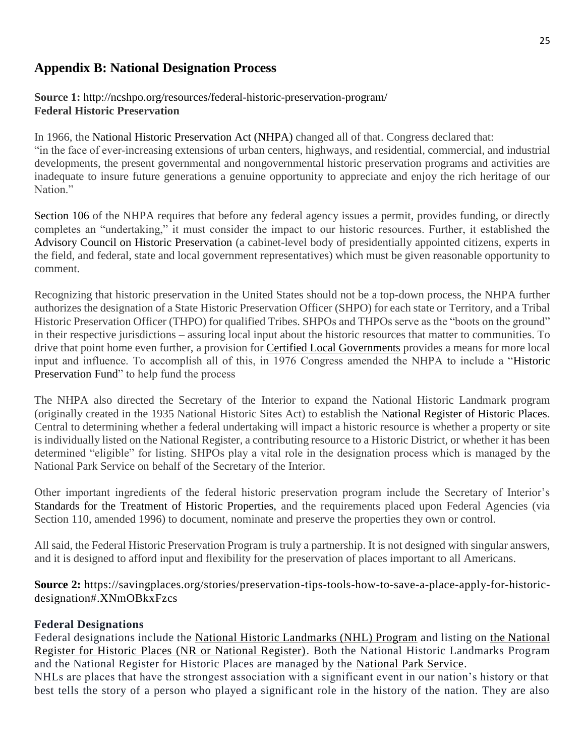## Appendix B: National Designation Process

**Source 1:** http://ncshpo.org/resources/federal-historic-preservation-program/
**Federal Historic Preservation**

In 1966, the National Historic Preservation Act (NHPA) changed all of that. Congress declared that: "in the face of ever-increasing extensions of urban centers, highways, and residential, commercial, and industrial developments, the present governmental and nongovernmental historic preservation programs and activities are inadequate to insure future generations a genuine opportunity to appreciate and enjoy the rich heritage of our Nation."

Section 106 of the NHPA requires that before any federal agency issues a permit, provides funding, or directly completes an "undertaking," it must consider the impact to our historic resources. Further, it established the Advisory Council on Historic Preservation (a cabinet-level body of presidentially appointed citizens, experts in the field, and federal, state and local government representatives) which must be given reasonable opportunity to comment.

Recognizing that historic preservation in the United States should not be a top-down process, the NHPA further authorizes the designation of a State Historic Preservation Officer (SHPO) for each state or Territory, and a Tribal Historic Preservation Officer (THPO) for qualified Tribes. SHPOs and THPOs serve as the "boots on the ground" in their respective jurisdictions – assuring local input about the historic resources that matter to communities. To drive that point home even further, a provision for Certified Local Governments provides a means for more local input and influence. To accomplish all of this, in 1976 Congress amended the NHPA to include a "Historic Preservation Fund" to help fund the process

The NHPA also directed the Secretary of the Interior to expand the National Historic Landmark program (originally created in the 1935 National Historic Sites Act) to establish the National Register of Historic Places. Central to determining whether a federal undertaking will impact a historic resource is whether a property or site is individually listed on the National Register, a contributing resource to a Historic District, or whether it has been determined "eligible" for listing. SHPOs play a vital role in the designation process which is managed by the National Park Service on behalf of the Secretary of the Interior.

Other important ingredients of the federal historic preservation program include the Secretary of Interior's Standards for the Treatment of Historic Properties, and the requirements placed upon Federal Agencies (via Section 110, amended 1996) to document, nominate and preserve the properties they own or control.

All said, the Federal Historic Preservation Program is truly a partnership. It is not designed with singular answers, and it is designed to afford input and flexibility for the preservation of places important to all Americans.

**Source 2:** https://savingplaces.org/stories/preservation-tips-tools-how-to-save-a-place-apply-for-historic-designation#.XNmOBkxFzcs

**Federal Designations**

Federal designations include the National Historic Landmarks (NHL) Program and listing on the National Register for Historic Places (NR or National Register). Both the National Historic Landmarks Program and the National Register for Historic Places are managed by the National Park Service.

NHLs are places that have the strongest association with a significant event in our nation's history or that best tells the story of a person who played a significant role in the history of the nation. They are also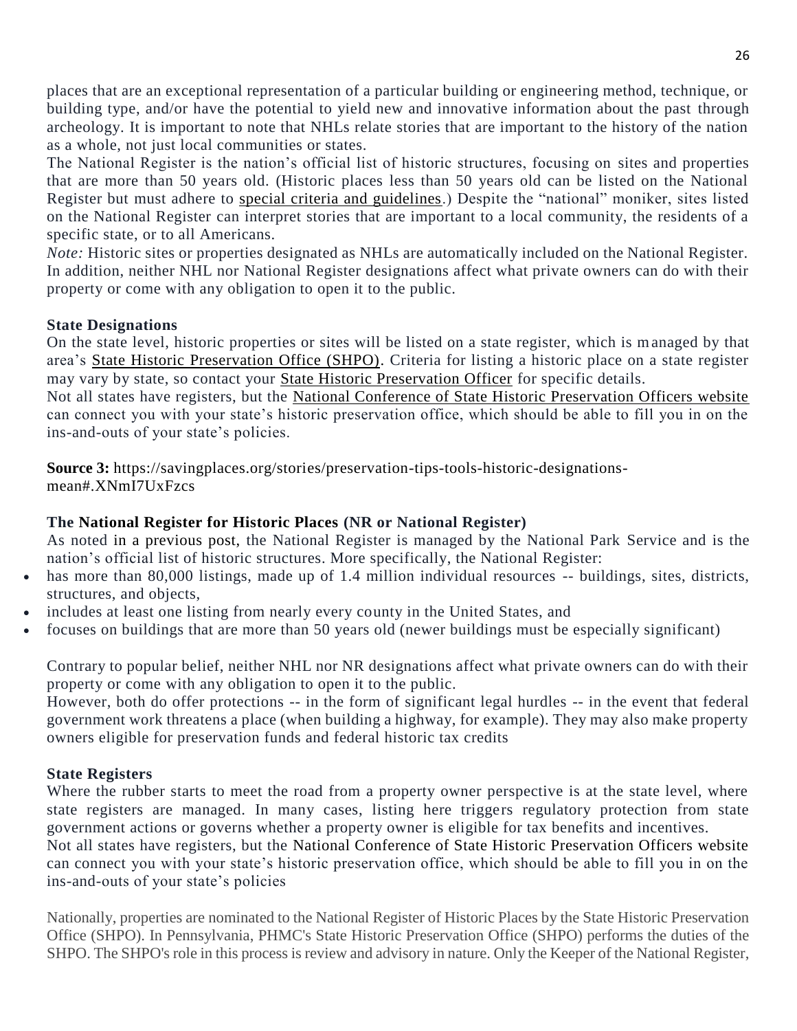places that are an exceptional representation of a particular building or engineering method, technique, or building type, and/or have the potential to yield new and innovative information about the past through archeology. It is important to note that NHLs relate stories that are important to the history of the nation as a whole, not just local communities or states.

The National Register is the nation's official list of historic structures, focusing on sites and properties that are more than 50 years old. (Historic places less than 50 years old can be listed on the National Register but must adhere to special criteria and guidelines.) Despite the "national" moniker, sites listed on the National Register can interpret stories that are important to a local community, the residents of a specific state, or to all Americans.

*Note:* Historic sites or properties designated as NHLs are automatically included on the National Register. In addition, neither NHL nor National Register designations affect what private owners can do with their property or come with any obligation to open it to the public.

**State Designations**

On the state level, historic properties or sites will be listed on a state register, which is managed by that area's State Historic Preservation Office (SHPO). Criteria for listing a historic place on a state register may vary by state, so contact your State Historic Preservation Officer for specific details.

Not all states have registers, but the National Conference of State Historic Preservation Officers website can connect you with your state's historic preservation office, which should be able to fill you in on the ins-and-outs of your state's policies.

**Source 3:** https://savingplaces.org/stories/preservation-tips-tools-historic-designations-mean#.XNmI7UxFzcs

**The National Register for Historic Places (NR or National Register)**

As noted in a previous post, the National Register is managed by the National Park Service and is the nation's official list of historic structures. More specifically, the National Register:

- has more than 80,000 listings, made up of 1.4 million individual resources -- buildings, sites, districts, structures, and objects,
- includes at least one listing from nearly every county in the United States, and
- focuses on buildings that are more than 50 years old (newer buildings must be especially significant)

Contrary to popular belief, neither NHL nor NR designations affect what private owners can do with their property or come with any obligation to open it to the public.

However, both do offer protections -- in the form of significant legal hurdles -- in the event that federal government work threatens a place (when building a highway, for example). They may also make property owners eligible for preservation funds and federal historic tax credits

**State Registers**

Where the rubber starts to meet the road from a property owner perspective is at the state level, where state registers are managed. In many cases, listing here triggers regulatory protection from state government actions or governs whether a property owner is eligible for tax benefits and incentives.

Not all states have registers, but the National Conference of State Historic Preservation Officers website can connect you with your state's historic preservation office, which should be able to fill you in on the ins-and-outs of your state's policies

Nationally, properties are nominated to the National Register of Historic Places by the State Historic Preservation Office (SHPO). In Pennsylvania, PHMC's State Historic Preservation Office (SHPO) performs the duties of the SHPO. The SHPO's role in this process is review and advisory in nature. Only the Keeper of the National Register,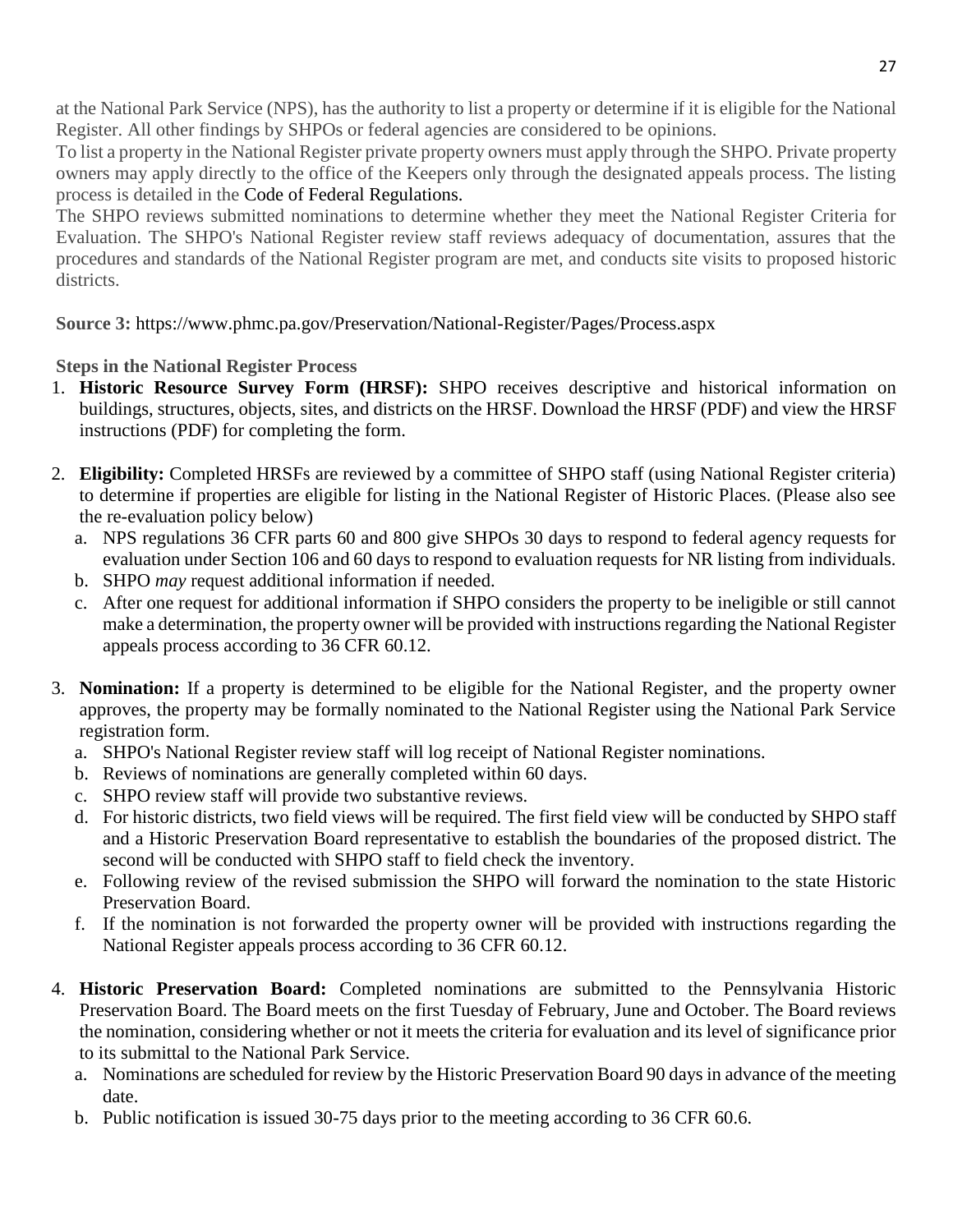at the National Park Service (NPS), has the authority to list a property or determine if it is eligible for the National Register. All other findings by SHPOs or federal agencies are considered to be opinions.

To list a property in the National Register private property owners must apply through the SHPO. Private property owners may apply directly to the office of the Keepers only through the designated appeals process. The listing process is detailed in the Code of Federal Regulations.

The SHPO reviews submitted nominations to determine whether they meet the National Register Criteria for Evaluation. The SHPO's National Register review staff reviews adequacy of documentation, assures that the procedures and standards of the National Register program are met, and conducts site visits to proposed historic districts.

**Source 3:** https://www.phmc.pa.gov/Preservation/National-Register/Pages/Process.aspx

**Steps in the National Register Process**

1. **Historic Resource Survey Form (HRSF):** SHPO receives descriptive and historical information on buildings, structures, objects, sites, and districts on the HRSF. Download the HRSF (PDF) and view the HRSF instructions (PDF) for completing the form.

2. **Eligibility:** Completed HRSFs are reviewed by a committee of SHPO staff (using National Register criteria) to determine if properties are eligible for listing in the National Register of Historic Places. (Please also see the re-evaluation policy below)
   a. NPS regulations 36 CFR parts 60 and 800 give SHPOs 30 days to respond to federal agency requests for evaluation under Section 106 and 60 days to respond to evaluation requests for NR listing from individuals.
   b. SHPO *may* request additional information if needed.
   c. After one request for additional information if SHPO considers the property to be ineligible or still cannot make a determination, the property owner will be provided with instructions regarding the National Register appeals process according to 36 CFR 60.12.

3. **Nomination:** If a property is determined to be eligible for the National Register, and the property owner approves, the property may be formally nominated to the National Register using the National Park Service registration form.
   a. SHPO's National Register review staff will log receipt of National Register nominations.
   b. Reviews of nominations are generally completed within 60 days.
   c. SHPO review staff will provide two substantive reviews.
   d. For historic districts, two field views will be required. The first field view will be conducted by SHPO staff and a Historic Preservation Board representative to establish the boundaries of the proposed district. The second will be conducted with SHPO staff to field check the inventory.
   e. Following review of the revised submission the SHPO will forward the nomination to the state Historic Preservation Board.
   f. If the nomination is not forwarded the property owner will be provided with instructions regarding the National Register appeals process according to 36 CFR 60.12.

4. **Historic Preservation Board:** Completed nominations are submitted to the Pennsylvania Historic Preservation Board. The Board meets on the first Tuesday of February, June and October. The Board reviews the nomination, considering whether or not it meets the criteria for evaluation and its level of significance prior to its submittal to the National Park Service.
   a. Nominations are scheduled for review by the Historic Preservation Board 90 days in advance of the meeting date.
   b. Public notification is issued 30-75 days prior to the meeting according to 36 CFR 60.6.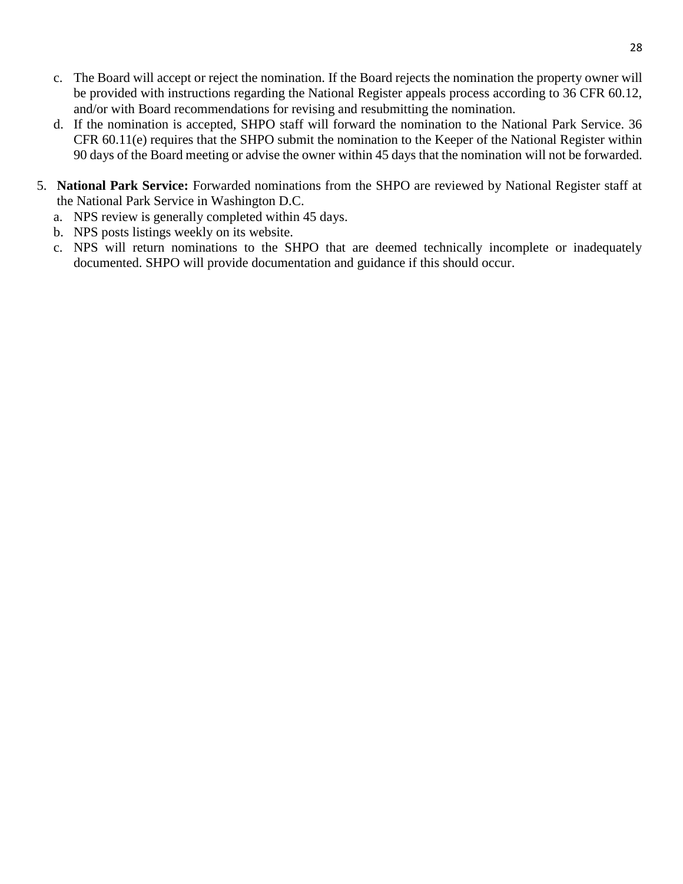c. The Board will accept or reject the nomination. If the Board rejects the nomination the property owner will be provided with instructions regarding the National Register appeals process according to 36 CFR 60.12, and/or with Board recommendations for revising and resubmitting the nomination.
d. If the nomination is accepted, SHPO staff will forward the nomination to the National Park Service. 36 CFR 60.11(e) requires that the SHPO submit the nomination to the Keeper of the National Register within 90 days of the Board meeting or advise the owner within 45 days that the nomination will not be forwarded.

5. **National Park Service:** Forwarded nominations from the SHPO are reviewed by National Register staff at the National Park Service in Washington D.C.
   a. NPS review is generally completed within 45 days.
   b. NPS posts listings weekly on its website.
   c. NPS will return nominations to the SHPO that are deemed technically incomplete or inadequately documented. SHPO will provide documentation and guidance if this should occur.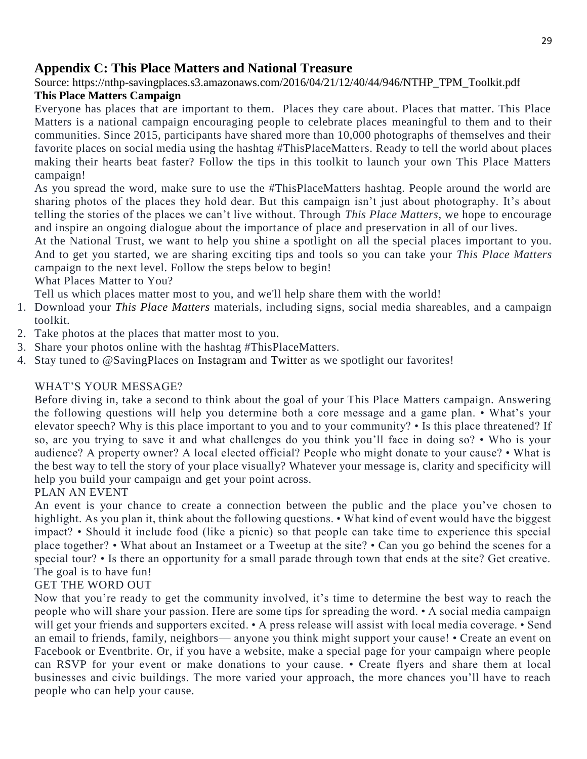## Appendix C: This Place Matters and National Treasure

Source: https://nthp-savingplaces.s3.amazonaws.com/2016/04/21/12/40/44/946/NTHP_TPM_Toolkit.pdf

**This Place Matters Campaign**

Everyone has places that are important to them. Places they care about. Places that matter. This Place Matters is a national campaign encouraging people to celebrate places meaningful to them and to their communities. Since 2015, participants have shared more than 10,000 photographs of themselves and their favorite places on social media using the hashtag #ThisPlaceMatters. Ready to tell the world about places making their hearts beat faster? Follow the tips in this toolkit to launch your own This Place Matters campaign!

As you spread the word, make sure to use the #ThisPlaceMatters hashtag. People around the world are sharing photos of the places they hold dear. But this campaign isn't just about photography. It's about telling the stories of the places we can't live without. Through *This Place Matters*, we hope to encourage and inspire an ongoing dialogue about the importance of place and preservation in all of our lives.

At the National Trust, we want to help you shine a spotlight on all the special places important to you. And to get you started, we are sharing exciting tips and tools so you can take your *This Place Matters* campaign to the next level. Follow the steps below to begin!

What Places Matter to You?

Tell us which places matter most to you, and we'll help share them with the world!

1. Download your *This Place Matters* materials, including signs, social media shareables, and a campaign toolkit.
2. Take photos at the places that matter most to you.
3. Share your photos online with the hashtag #ThisPlaceMatters.
4. Stay tuned to @SavingPlaces on Instagram and Twitter as we spotlight our favorites!

WHAT'S YOUR MESSAGE?

Before diving in, take a second to think about the goal of your This Place Matters campaign. Answering the following questions will help you determine both a core message and a game plan. • What's your elevator speech? Why is this place important to you and to your community? • Is this place threatened? If so, are you trying to save it and what challenges do you think you'll face in doing so? • Who is your audience? A property owner? A local elected official? People who might donate to your cause? • What is the best way to tell the story of your place visually? Whatever your message is, clarity and specificity will help you build your campaign and get your point across.

PLAN AN EVENT

An event is your chance to create a connection between the public and the place you've chosen to highlight. As you plan it, think about the following questions. • What kind of event would have the biggest impact? • Should it include food (like a picnic) so that people can take time to experience this special place together? • What about an Instameet or a Tweetup at the site? • Can you go behind the scenes for a special tour? • Is there an opportunity for a small parade through town that ends at the site? Get creative. The goal is to have fun!

GET THE WORD OUT

Now that you're ready to get the community involved, it's time to determine the best way to reach the people who will share your passion. Here are some tips for spreading the word. • A social media campaign will get your friends and supporters excited. • A press release will assist with local media coverage. • Send an email to friends, family, neighbors— anyone you think might support your cause! • Create an event on Facebook or Eventbrite. Or, if you have a website, make a special page for your campaign where people can RSVP for your event or make donations to your cause. • Create flyers and share them at local businesses and civic buildings. The more varied your approach, the more chances you'll have to reach people who can help your cause.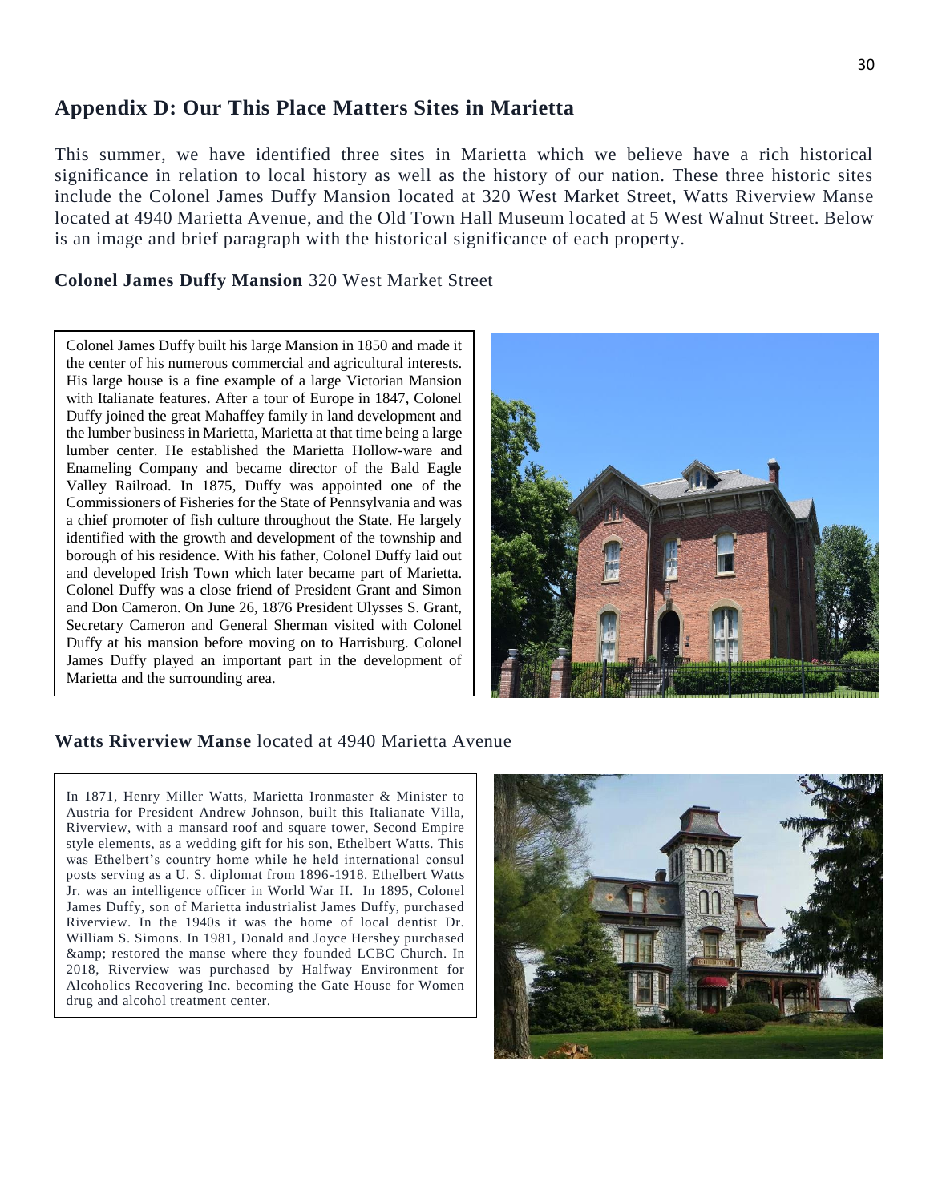## Appendix D: Our This Place Matters Sites in Marietta

This summer, we have identified three sites in Marietta which we believe have a rich historical significance in relation to local history as well as the history of our nation. These three historic sites include the Colonel James Duffy Mansion located at 320 West Market Street, Watts Riverview Manse located at 4940 Marietta Avenue, and the Old Town Hall Museum located at 5 West Walnut Street. Below is an image and brief paragraph with the historical significance of each property.

**Colonel James Duffy Mansion** 320 West Market Street

Colonel James Duffy built his large Mansion in 1850 and made it the center of his numerous commercial and agricultural interests. His large house is a fine example of a large Victorian Mansion with Italianate features. After a tour of Europe in 1847, Colonel Duffy joined the great Mahaffey family in land development and the lumber business in Marietta, Marietta at that time being a large lumber center. He established the Marietta Hollow-ware and Enameling Company and became director of the Bald Eagle Valley Railroad. In 1875, Duffy was appointed one of the Commissioners of Fisheries for the State of Pennsylvania and was a chief promoter of fish culture throughout the State. He largely identified with the growth and development of the township and borough of his residence. With his father, Colonel Duffy laid out and developed Irish Town which later became part of Marietta. Colonel Duffy was a close friend of President Grant and Simon and Don Cameron. On June 26, 1876 President Ulysses S. Grant, Secretary Cameron and General Sherman visited with Colonel Duffy at his mansion before moving on to Harrisburg. Colonel James Duffy played an important part in the development of Marietta and the surrounding area.

**Watts Riverview Manse** located at 4940 Marietta Avenue

In 1871, Henry Miller Watts, Marietta Ironmaster & Minister to Austria for President Andrew Johnson, built this Italianate Villa, Riverview, with a mansard roof and square tower, Second Empire style elements, as a wedding gift for his son, Ethelbert Watts. This was Ethelbert's country home while he held international consul posts serving as a U. S. diplomat from 1896-1918. Ethelbert Watts Jr. was an intelligence officer in World War II. In 1895, Colonel James Duffy, son of Marietta industrialist James Duffy, purchased Riverview. In the 1940s it was the home of local dentist Dr. William S. Simons. In 1981, Donald and Joyce Hershey purchased &amp; restored the manse where they founded LCBC Church. In 2018, Riverview was purchased by Halfway Environment for Alcoholics Recovering Inc. becoming the Gate House for Women drug and alcohol treatment center.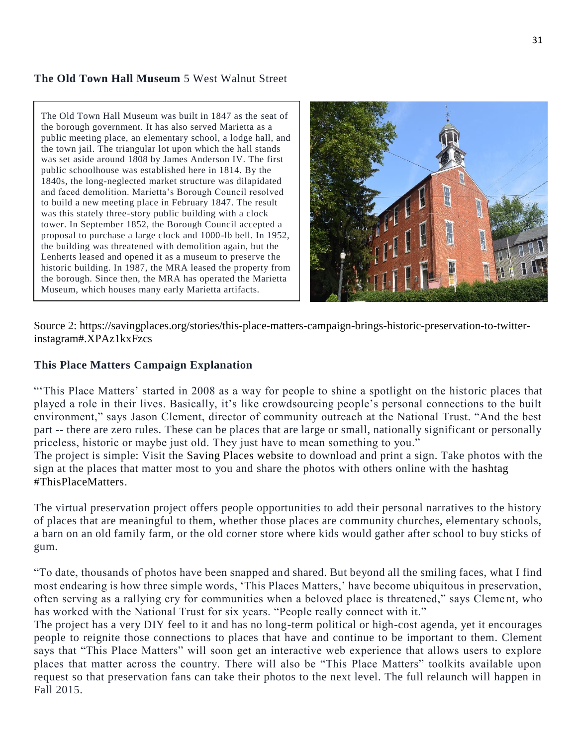**The Old Town Hall Museum** 5 West Walnut Street

The Old Town Hall Museum was built in 1847 as the seat of the borough government. It has also served Marietta as a public meeting place, an elementary school, a lodge hall, and the town jail. The triangular lot upon which the hall stands was set aside around 1808 by James Anderson IV. The first public schoolhouse was established here in 1814. By the 1840s, the long-neglected market structure was dilapidated and faced demolition. Marietta's Borough Council resolved to build a new meeting place in February 1847. The result was this stately three-story public building with a clock tower. In September 1852, the Borough Council accepted a proposal to purchase a large clock and 1000-lb bell. In 1952, the building was threatened with demolition again, but the Lenherts leased and opened it as a museum to preserve the historic building. In 1987, the MRA leased the property from the borough. Since then, the MRA has operated the Marietta Museum, which houses many early Marietta artifacts.

Source 2: https://savingplaces.org/stories/this-place-matters-campaign-brings-historic-preservation-to-twitter-instagram#.XPAz1kxFzcs

**This Place Matters Campaign Explanation**

"'This Place Matters' started in 2008 as a way for people to shine a spotlight on the historic places that played a role in their lives. Basically, it's like crowdsourcing people's personal connections to the built environment," says Jason Clement, director of community outreach at the National Trust. "And the best part -- there are zero rules. These can be places that are large or small, nationally significant or personally priceless, historic or maybe just old. They just have to mean something to you."

The project is simple: Visit the Saving Places website to download and print a sign. Take photos with the sign at the places that matter most to you and share the photos with others online with the hashtag #ThisPlaceMatters.

The virtual preservation project offers people opportunities to add their personal narratives to the history of places that are meaningful to them, whether those places are community churches, elementary schools, a barn on an old family farm, or the old corner store where kids would gather after school to buy sticks of gum.

"To date, thousands of photos have been snapped and shared. But beyond all the smiling faces, what I find most endearing is how three simple words, 'This Places Matters,' have become ubiquitous in preservation, often serving as a rallying cry for communities when a beloved place is threatened," says Clement, who has worked with the National Trust for six years. "People really connect with it."

The project has a very DIY feel to it and has no long-term political or high-cost agenda, yet it encourages people to reignite those connections to places that have and continue to be important to them. Clement says that "This Place Matters" will soon get an interactive web experience that allows users to explore places that matter across the country. There will also be "This Place Matters" toolkits available upon request so that preservation fans can take their photos to the next level. The full relaunch will happen in Fall 2015.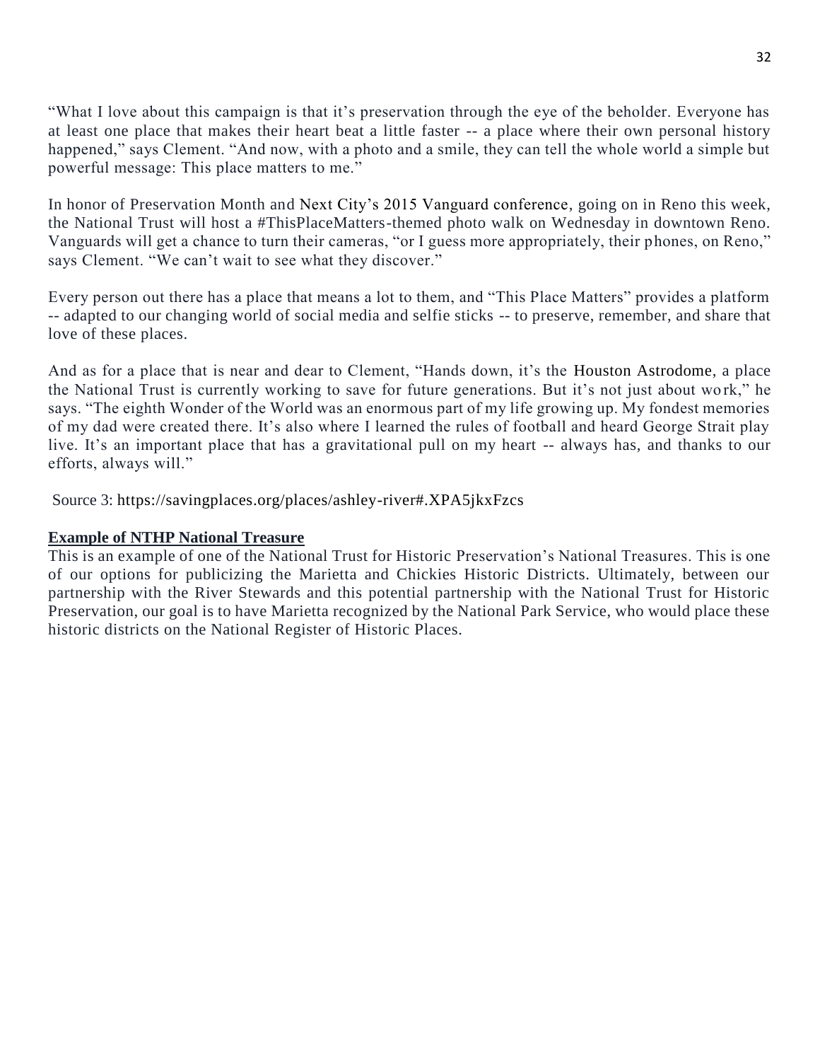"What I love about this campaign is that it's preservation through the eye of the beholder. Everyone has at least one place that makes their heart beat a little faster -- a place where their own personal history happened," says Clement. "And now, with a photo and a smile, they can tell the whole world a simple but powerful message: This place matters to me."

In honor of Preservation Month and Next City's 2015 Vanguard conference, going on in Reno this week, the National Trust will host a #ThisPlaceMatters-themed photo walk on Wednesday in downtown Reno. Vanguards will get a chance to turn their cameras, "or I guess more appropriately, their phones, on Reno," says Clement. "We can't wait to see what they discover."

Every person out there has a place that means a lot to them, and "This Place Matters" provides a platform -- adapted to our changing world of social media and selfie sticks -- to preserve, remember, and share that love of these places.

And as for a place that is near and dear to Clement, "Hands down, it's the Houston Astrodome, a place the National Trust is currently working to save for future generations. But it's not just about work," he says. "The eighth Wonder of the World was an enormous part of my life growing up. My fondest memories of my dad were created there. It's also where I learned the rules of football and heard George Strait play live. It's an important place that has a gravitational pull on my heart -- always has, and thanks to our efforts, always will."

Source 3: https://savingplaces.org/places/ashley-river#.XPA5jkxFzcs

**Example of NTHP National Treasure**

This is an example of one of the National Trust for Historic Preservation's National Treasures. This is one of our options for publicizing the Marietta and Chickies Historic Districts. Ultimately, between our partnership with the River Stewards and this potential partnership with the National Trust for Historic Preservation, our goal is to have Marietta recognized by the National Park Service, who would place these historic districts on the National Register of Historic Places.